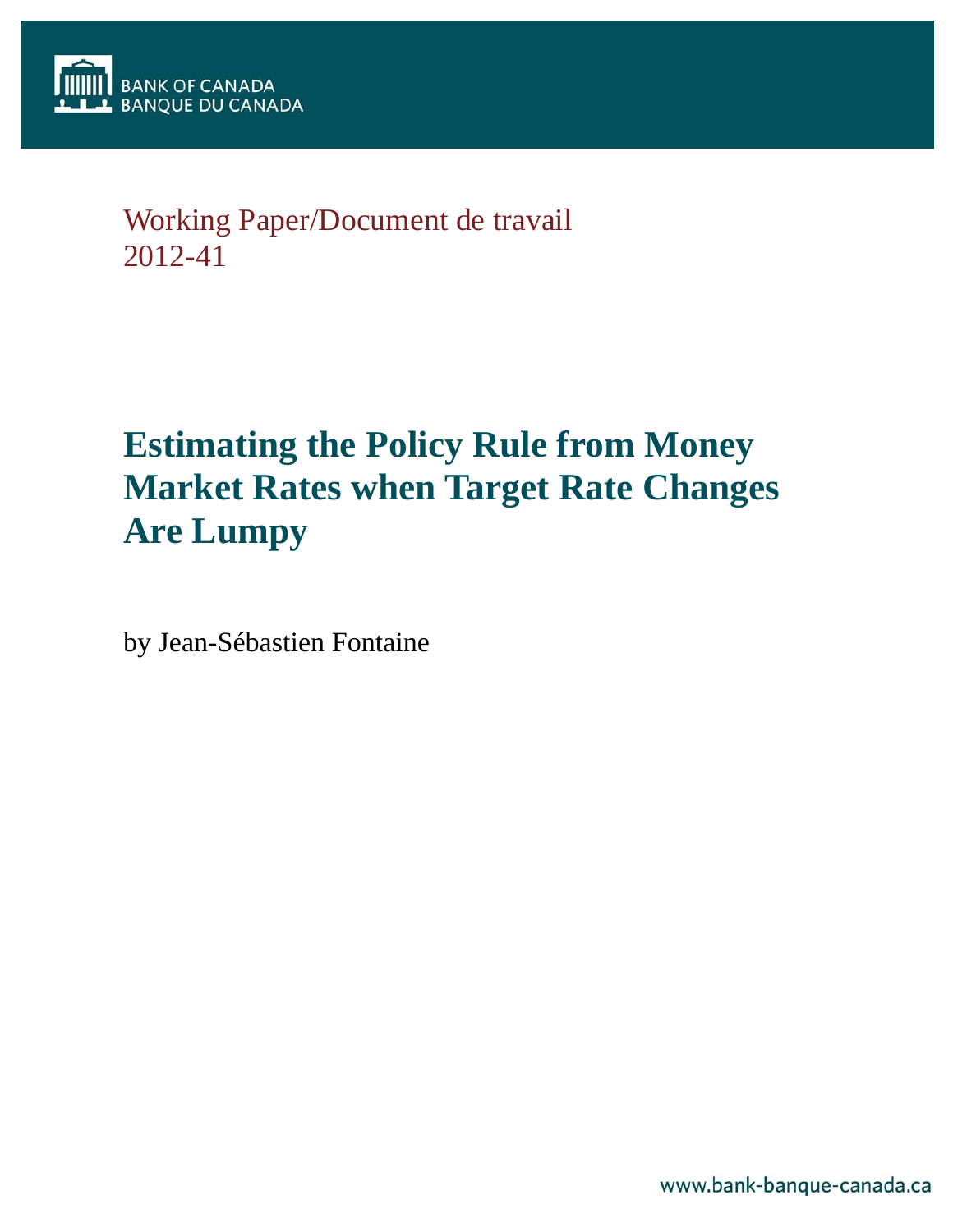BANK OF CANADA
BANQUE DU CANADA

Working Paper/Document de travail
2012-41

# Estimating the Policy Rule from Money Market Rates when Target Rate Changes Are Lumpy

by Jean-Sébastien Fontaine

www.bank-banque-canada.ca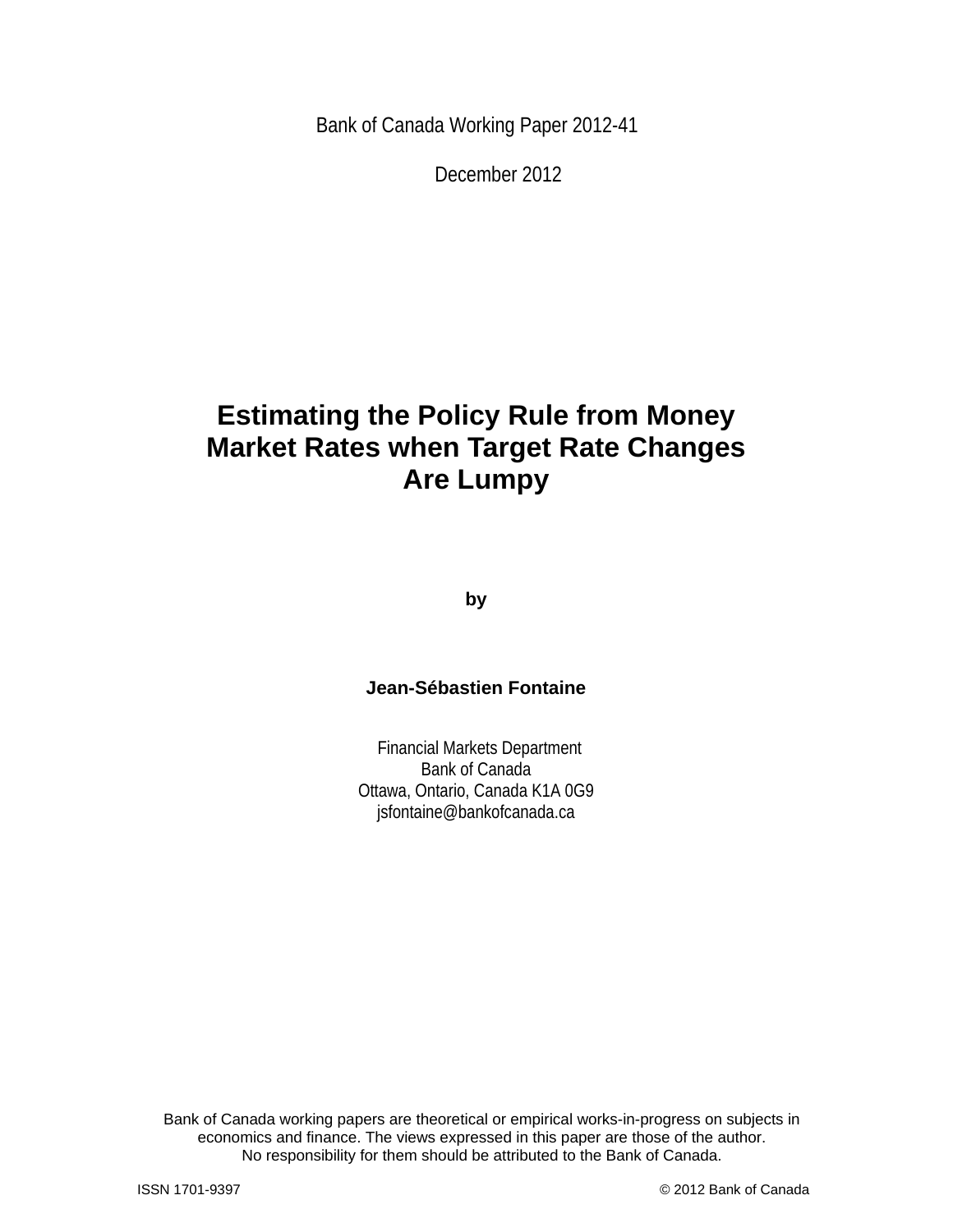Bank of Canada Working Paper 2012-41

December 2012

# Estimating the Policy Rule from Money Market Rates when Target Rate Changes Are Lumpy

**by**

**Jean-Sébastien Fontaine**

Financial Markets Department
Bank of Canada
Ottawa, Ontario, Canada K1A 0G9
jsfontaine@bankofcanada.ca

Bank of Canada working papers are theoretical or empirical works-in-progress on subjects in economics and finance. The views expressed in this paper are those of the author. No responsibility for them should be attributed to the Bank of Canada.

ISSN 1701-9397 © 2012 Bank of Canada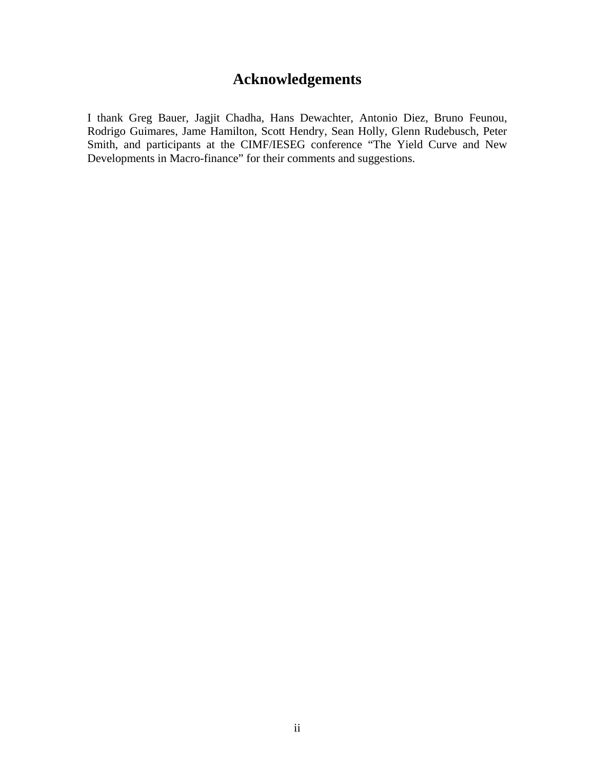# Acknowledgements

I thank Greg Bauer, Jagjit Chadha, Hans Dewachter, Antonio Diez, Bruno Feunou, Rodrigo Guimares, Jame Hamilton, Scott Hendry, Sean Holly, Glenn Rudebusch, Peter Smith, and participants at the CIMF/IESEG conference "The Yield Curve and New Developments in Macro-finance" for their comments and suggestions.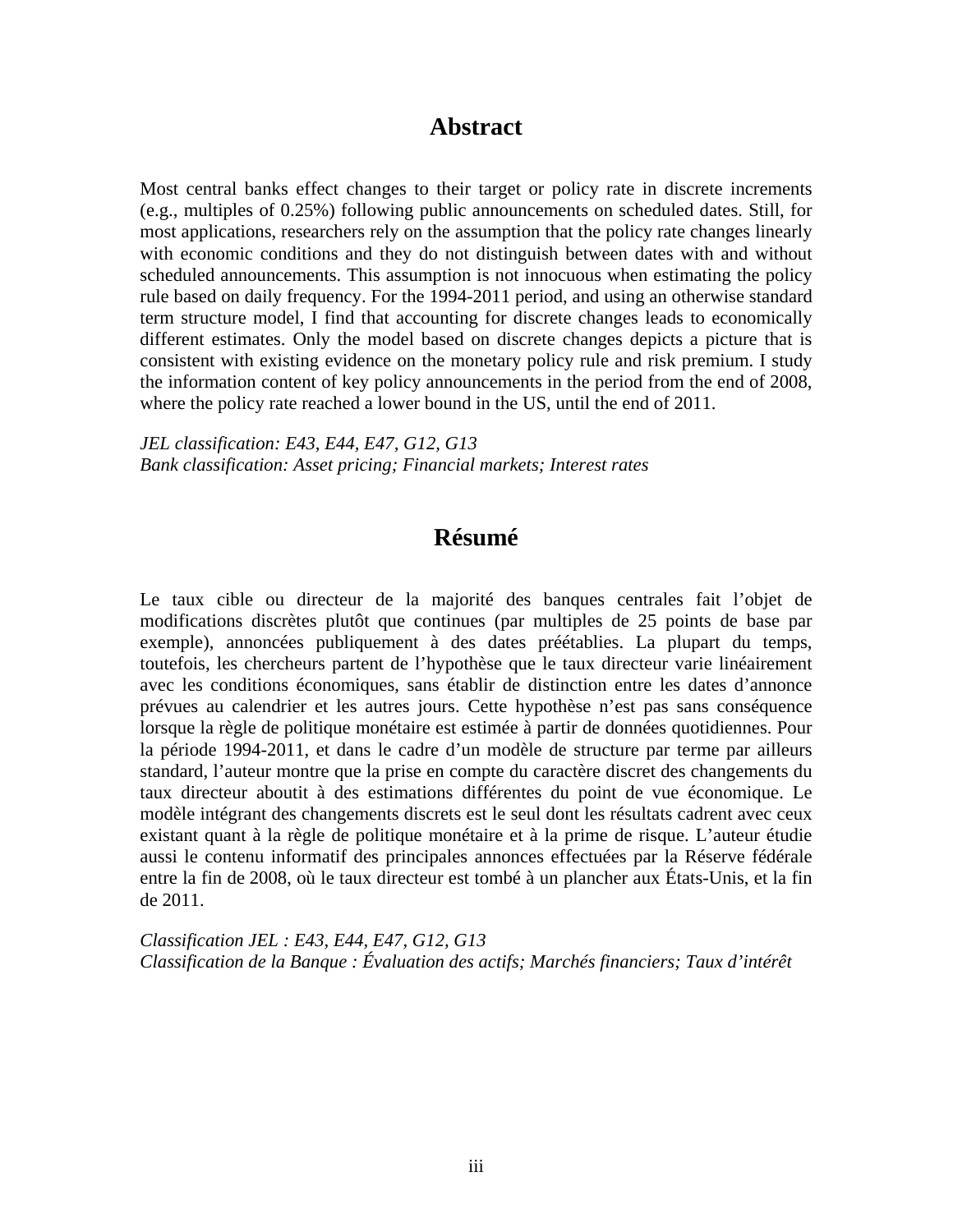## Abstract

Most central banks effect changes to their target or policy rate in discrete increments (e.g., multiples of 0.25%) following public announcements on scheduled dates. Still, for most applications, researchers rely on the assumption that the policy rate changes linearly with economic conditions and they do not distinguish between dates with and without scheduled announcements. This assumption is not innocuous when estimating the policy rule based on daily frequency. For the 1994-2011 period, and using an otherwise standard term structure model, I find that accounting for discrete changes leads to economically different estimates. Only the model based on discrete changes depicts a picture that is consistent with existing evidence on the monetary policy rule and risk premium. I study the information content of key policy announcements in the period from the end of 2008, where the policy rate reached a lower bound in the US, until the end of 2011.

*JEL classification: E43, E44, E47, G12, G13*
*Bank classification: Asset pricing; Financial markets; Interest rates*

## Résumé

Le taux cible ou directeur de la majorité des banques centrales fait l'objet de modifications discrètes plutôt que continues (par multiples de 25 points de base par exemple), annoncées publiquement à des dates préétablies. La plupart du temps, toutefois, les chercheurs partent de l'hypothèse que le taux directeur varie linéairement avec les conditions économiques, sans établir de distinction entre les dates d'annonce prévues au calendrier et les autres jours. Cette hypothèse n'est pas sans conséquence lorsque la règle de politique monétaire est estimée à partir de données quotidiennes. Pour la période 1994-2011, et dans le cadre d'un modèle de structure par terme par ailleurs standard, l'auteur montre que la prise en compte du caractère discret des changements du taux directeur aboutit à des estimations différentes du point de vue économique. Le modèle intégrant des changements discrets est le seul dont les résultats cadrent avec ceux existant quant à la règle de politique monétaire et à la prime de risque. L'auteur étudie aussi le contenu informatif des principales annonces effectuées par la Réserve fédérale entre la fin de 2008, où le taux directeur est tombé à un plancher aux États-Unis, et la fin de 2011.

*Classification JEL : E43, E44, E47, G12, G13*
*Classification de la Banque : Évaluation des actifs; Marchés financiers; Taux d'intérêt*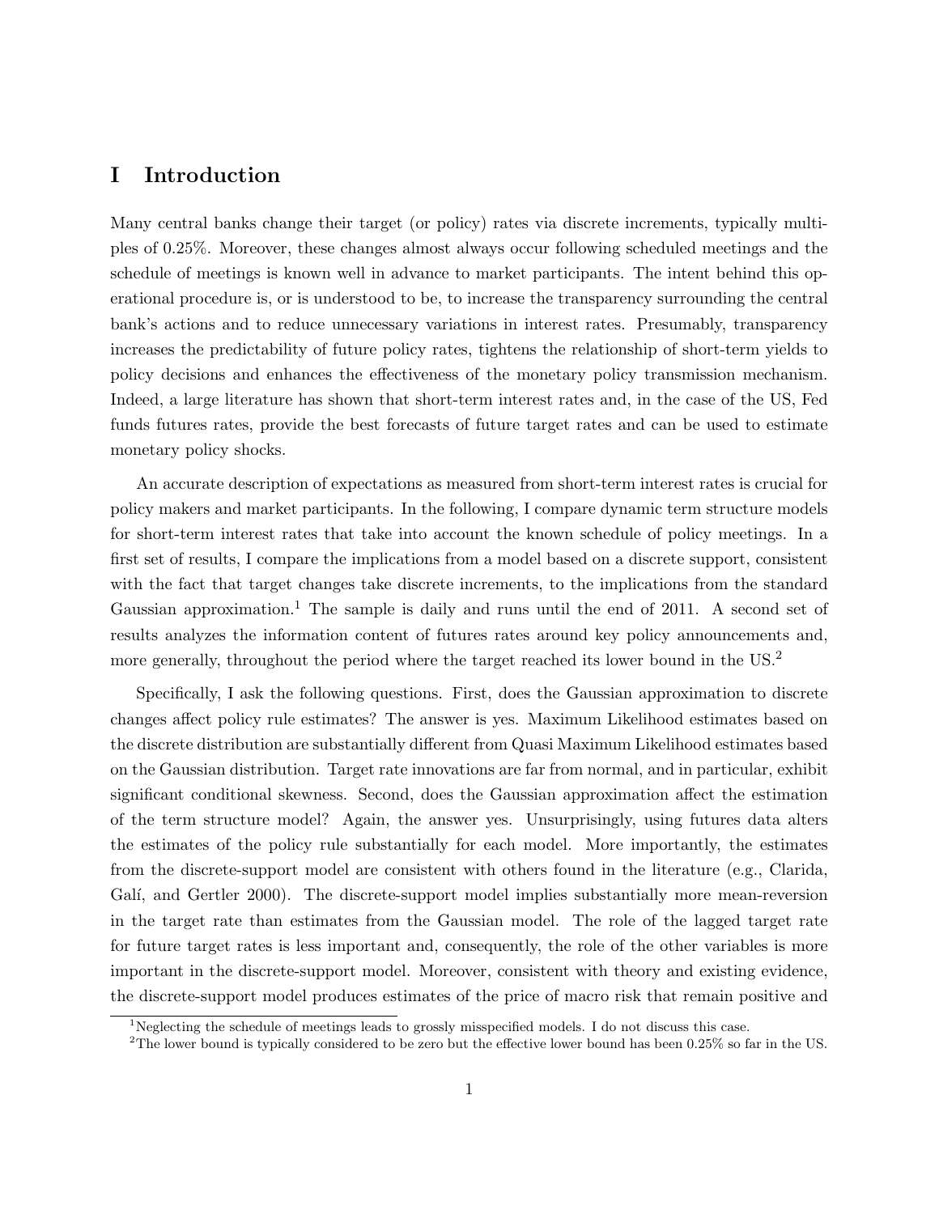# I Introduction

Many central banks change their target (or policy) rates via discrete increments, typically multiples of 0.25%. Moreover, these changes almost always occur following scheduled meetings and the schedule of meetings is known well in advance to market participants. The intent behind this operational procedure is, or is understood to be, to increase the transparency surrounding the central bank's actions and to reduce unnecessary variations in interest rates. Presumably, transparency increases the predictability of future policy rates, tightens the relationship of short-term yields to policy decisions and enhances the effectiveness of the monetary policy transmission mechanism. Indeed, a large literature has shown that short-term interest rates and, in the case of the US, Fed funds futures rates, provide the best forecasts of future target rates and can be used to estimate monetary policy shocks.

An accurate description of expectations as measured from short-term interest rates is crucial for policy makers and market participants. In the following, I compare dynamic term structure models for short-term interest rates that take into account the known schedule of policy meetings. In a first set of results, I compare the implications from a model based on a discrete support, consistent with the fact that target changes take discrete increments, to the implications from the standard Gaussian approximation.[1] The sample is daily and runs until the end of 2011. A second set of results analyzes the information content of futures rates around key policy announcements and, more generally, throughout the period where the target reached its lower bound in the US.[2]

Specifically, I ask the following questions. First, does the Gaussian approximation to discrete changes affect policy rule estimates? The answer is yes. Maximum Likelihood estimates based on the discrete distribution are substantially different from Quasi Maximum Likelihood estimates based on the Gaussian distribution. Target rate innovations are far from normal, and in particular, exhibit significant conditional skewness. Second, does the Gaussian approximation affect the estimation of the term structure model? Again, the answer yes. Unsurprisingly, using futures data alters the estimates of the policy rule substantially for each model. More importantly, the estimates from the discrete-support model are consistent with others found in the literature (e.g., Clarida, Galí, and Gertler 2000). The discrete-support model implies substantially more mean-reversion in the target rate than estimates from the Gaussian model. The role of the lagged target rate for future target rates is less important and, consequently, the role of the other variables is more important in the discrete-support model. Moreover, consistent with theory and existing evidence, the discrete-support model produces estimates of the price of macro risk that remain positive and

[1] Neglecting the schedule of meetings leads to grossly misspecified models. I do not discuss this case.

[2] The lower bound is typically considered to be zero but the effective lower bound has been 0.25% so far in the US.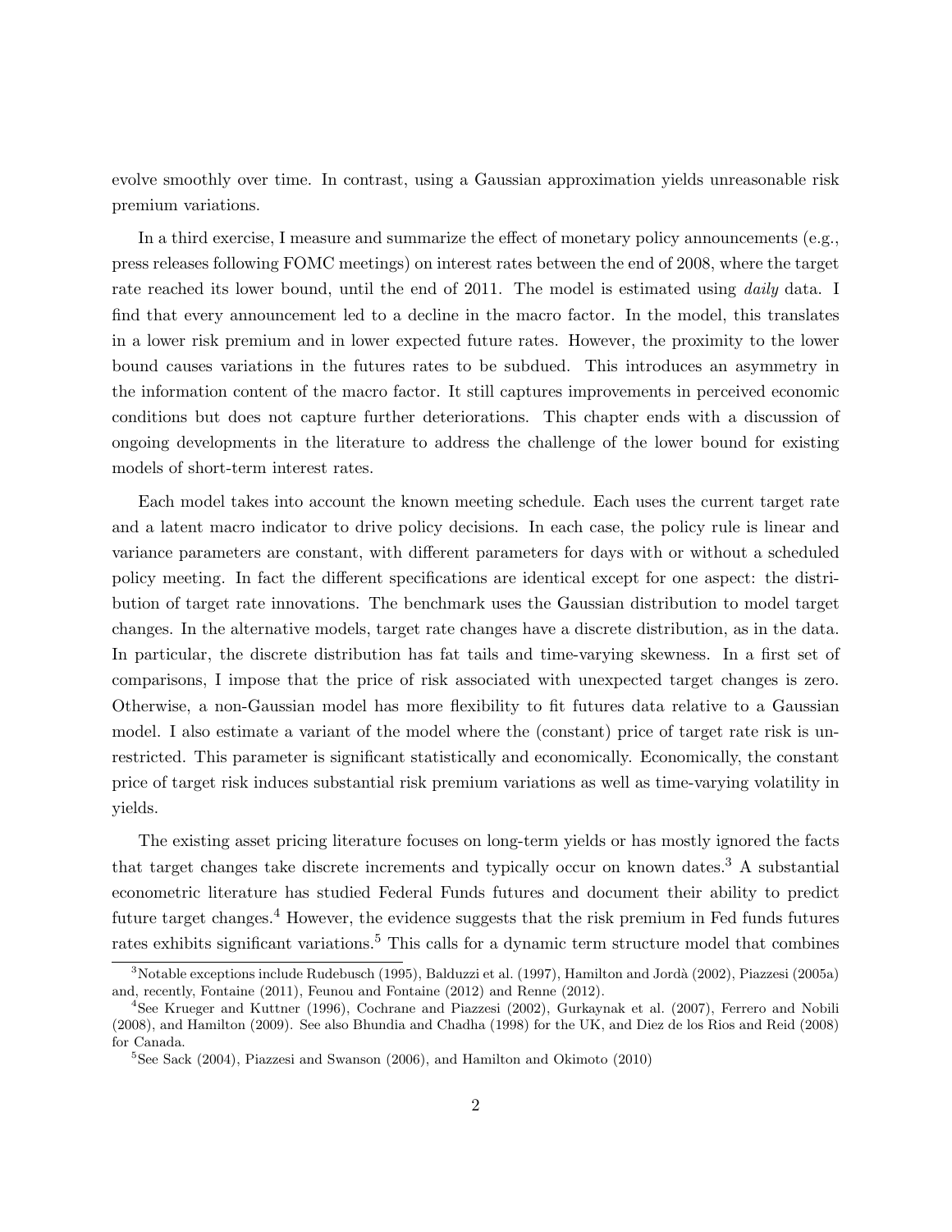evolve smoothly over time. In contrast, using a Gaussian approximation yields unreasonable risk premium variations.

In a third exercise, I measure and summarize the effect of monetary policy announcements (e.g., press releases following FOMC meetings) on interest rates between the end of 2008, where the target rate reached its lower bound, until the end of 2011. The model is estimated using *daily* data. I find that every announcement led to a decline in the macro factor. In the model, this translates in a lower risk premium and in lower expected future rates. However, the proximity to the lower bound causes variations in the futures rates to be subdued. This introduces an asymmetry in the information content of the macro factor. It still captures improvements in perceived economic conditions but does not capture further deteriorations. This chapter ends with a discussion of ongoing developments in the literature to address the challenge of the lower bound for existing models of short-term interest rates.

Each model takes into account the known meeting schedule. Each uses the current target rate and a latent macro indicator to drive policy decisions. In each case, the policy rule is linear and variance parameters are constant, with different parameters for days with or without a scheduled policy meeting. In fact the different specifications are identical except for one aspect: the distribution of target rate innovations. The benchmark uses the Gaussian distribution to model target changes. In the alternative models, target rate changes have a discrete distribution, as in the data. In particular, the discrete distribution has fat tails and time-varying skewness. In a first set of comparisons, I impose that the price of risk associated with unexpected target changes is zero. Otherwise, a non-Gaussian model has more flexibility to fit futures data relative to a Gaussian model. I also estimate a variant of the model where the (constant) price of target rate risk is unrestricted. This parameter is significant statistically and economically. Economically, the constant price of target risk induces substantial risk premium variations as well as time-varying volatility in yields.

The existing asset pricing literature focuses on long-term yields or has mostly ignored the facts that target changes take discrete increments and typically occur on known dates.[3] A substantial econometric literature has studied Federal Funds futures and document their ability to predict future target changes.[4] However, the evidence suggests that the risk premium in Fed funds futures rates exhibits significant variations.[5] This calls for a dynamic term structure model that combines

[3] Notable exceptions include Rudebusch (1995), Balduzzi et al. (1997), Hamilton and Jordà (2002), Piazzesi (2005a) and, recently, Fontaine (2011), Feunou and Fontaine (2012) and Renne (2012).

[4] See Krueger and Kuttner (1996), Cochrane and Piazzesi (2002), Gurkaynak et al. (2007), Ferrero and Nobili (2008), and Hamilton (2009). See also Bhundia and Chadha (1998) for the UK, and Diez de los Rios and Reid (2008) for Canada.

[5] See Sack (2004), Piazzesi and Swanson (2006), and Hamilton and Okimoto (2010)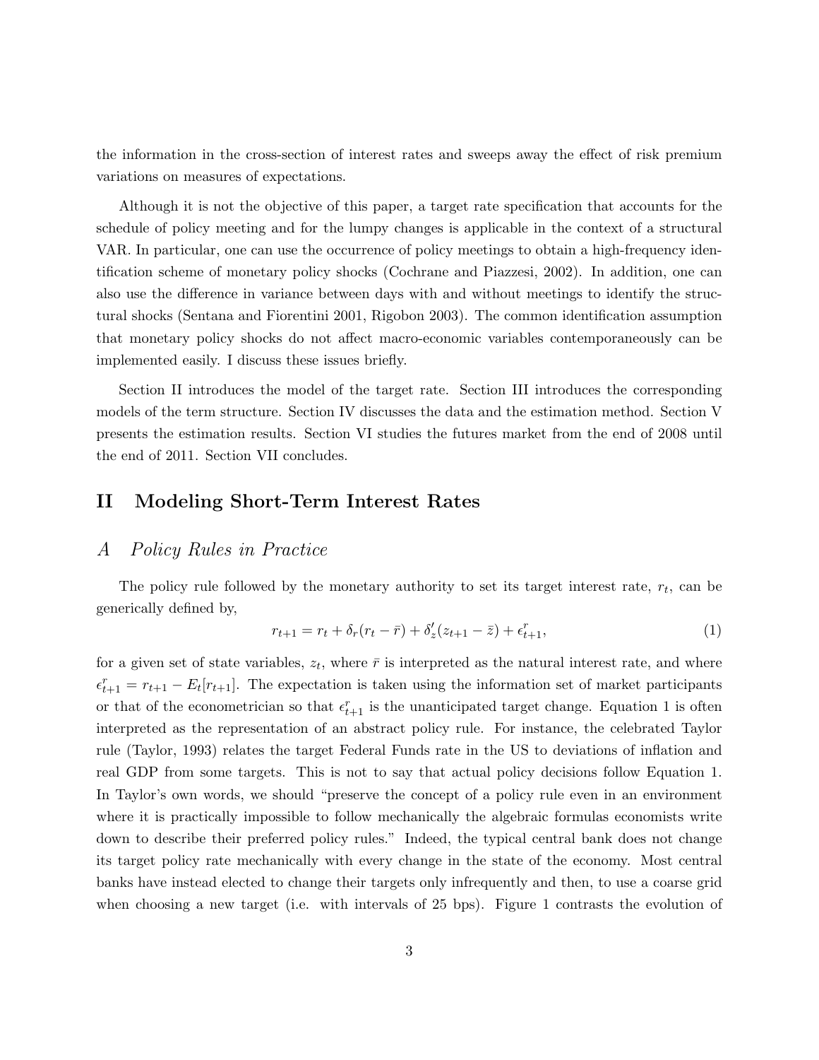the information in the cross-section of interest rates and sweeps away the effect of risk premium variations on measures of expectations.

Although it is not the objective of this paper, a target rate specification that accounts for the schedule of policy meeting and for the lumpy changes is applicable in the context of a structural VAR. In particular, one can use the occurrence of policy meetings to obtain a high-frequency identification scheme of monetary policy shocks (Cochrane and Piazzesi, 2002). In addition, one can also use the difference in variance between days with and without meetings to identify the structural shocks (Sentana and Fiorentini 2001, Rigobon 2003). The common identification assumption that monetary policy shocks do not affect macro-economic variables contemporaneously can be implemented easily. I discuss these issues briefly.

Section II introduces the model of the target rate. Section III introduces the corresponding models of the term structure. Section IV discusses the data and the estimation method. Section V presents the estimation results. Section VI studies the futures market from the end of 2008 until the end of 2011. Section VII concludes.

## II Modeling Short-Term Interest Rates

### A Policy Rules in Practice

The policy rule followed by the monetary authority to set its target interest rate, $r_t$, can be generically defined by,

$$r_{t+1} = r_t + \delta_r(r_t - \bar{r}) + \delta_z'(z_{t+1} - \bar{z}) + \epsilon_{t+1}^r, \tag{1}$$

for a given set of state variables, $z_t$, where $\bar{r}$ is interpreted as the natural interest rate, and where $\epsilon_{t+1}^r = r_{t+1} - E_t[r_{t+1}]$. The expectation is taken using the information set of market participants or that of the econometrician so that $\epsilon_{t+1}^r$ is the unanticipated target change. Equation 1 is often interpreted as the representation of an abstract policy rule. For instance, the celebrated Taylor rule (Taylor, 1993) relates the target Federal Funds rate in the US to deviations of inflation and real GDP from some targets. This is not to say that actual policy decisions follow Equation 1. In Taylor's own words, we should "preserve the concept of a policy rule even in an environment where it is practically impossible to follow mechanically the algebraic formulas economists write down to describe their preferred policy rules." Indeed, the typical central bank does not change its target policy rate mechanically with every change in the state of the economy. Most central banks have instead elected to change their targets only infrequently and then, to use a coarse grid when choosing a new target (i.e. with intervals of 25 bps). Figure 1 contrasts the evolution of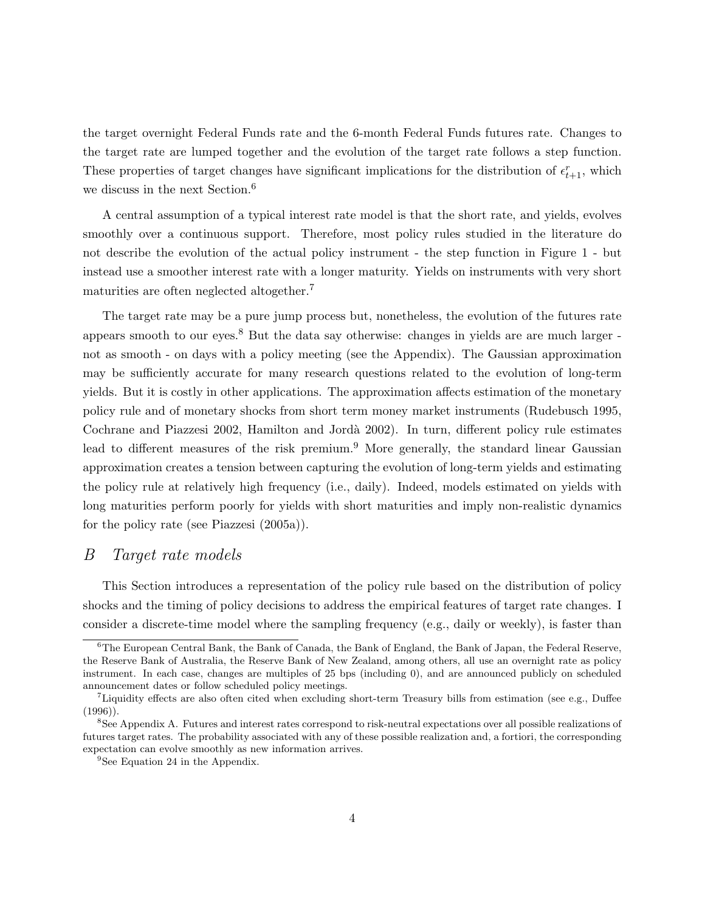the target overnight Federal Funds rate and the 6-month Federal Funds futures rate. Changes to the target rate are lumped together and the evolution of the target rate follows a step function. These properties of target changes have significant implications for the distribution of $\epsilon^r_{t+1}$, which we discuss in the next Section.[6]

A central assumption of a typical interest rate model is that the short rate, and yields, evolves smoothly over a continuous support. Therefore, most policy rules studied in the literature do not describe the evolution of the actual policy instrument - the step function in Figure 1 - but instead use a smoother interest rate with a longer maturity. Yields on instruments with very short maturities are often neglected altogether.[7]

The target rate may be a pure jump process but, nonetheless, the evolution of the futures rate appears smooth to our eyes.[8] But the data say otherwise: changes in yields are are much larger - not as smooth - on days with a policy meeting (see the Appendix). The Gaussian approximation may be sufficiently accurate for many research questions related to the evolution of long-term yields. But it is costly in other applications. The approximation affects estimation of the monetary policy rule and of monetary shocks from short term money market instruments (Rudebusch 1995, Cochrane and Piazzesi 2002, Hamilton and Jordà 2002). In turn, different policy rule estimates lead to different measures of the risk premium.[9] More generally, the standard linear Gaussian approximation creates a tension between capturing the evolution of long-term yields and estimating the policy rule at relatively high frequency (i.e., daily). Indeed, models estimated on yields with long maturities perform poorly for yields with short maturities and imply non-realistic dynamics for the policy rate (see Piazzesi (2005a)).

## *B Target rate models*

This Section introduces a representation of the policy rule based on the distribution of policy shocks and the timing of policy decisions to address the empirical features of target rate changes. I consider a discrete-time model where the sampling frequency (e.g., daily or weekly), is faster than

---

[6] The European Central Bank, the Bank of Canada, the Bank of England, the Bank of Japan, the Federal Reserve, the Reserve Bank of Australia, the Reserve Bank of New Zealand, among others, all use an overnight rate as policy instrument. In each case, changes are multiples of 25 bps (including 0), and are announced publicly on scheduled announcement dates or follow scheduled policy meetings.

[7] Liquidity effects are also often cited when excluding short-term Treasury bills from estimation (see e.g., Duffee (1996)).

[8] See Appendix A. Futures and interest rates correspond to risk-neutral expectations over all possible realizations of futures target rates. The probability associated with any of these possible realization and, a fortiori, the corresponding expectation can evolve smoothly as new information arrives.

[9] See Equation 24 in the Appendix.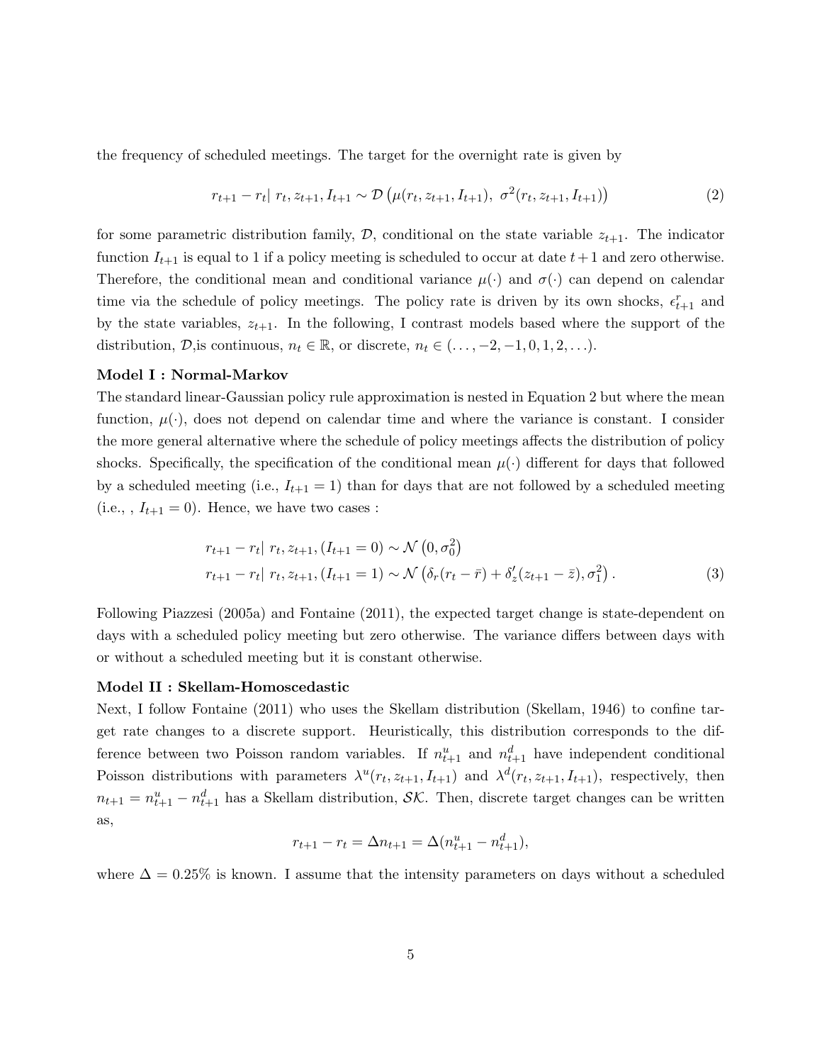the frequency of scheduled meetings. The target for the overnight rate is given by

$$r_{t+1} - r_t |\ r_t, z_{t+1}, I_{t+1} \sim \mathcal{D}\left(\mu(r_t, z_{t+1}, I_{t+1}),\ \sigma^2(r_t, z_{t+1}, I_{t+1})\right) \tag{2}$$

for some parametric distribution family, $\mathcal{D}$, conditional on the state variable $z_{t+1}$. The indicator function $I_{t+1}$ is equal to 1 if a policy meeting is scheduled to occur at date $t+1$ and zero otherwise. Therefore, the conditional mean and conditional variance $\mu(\cdot)$ and $\sigma(\cdot)$ can depend on calendar time via the schedule of policy meetings. The policy rate is driven by its own shocks, $\epsilon^r_{t+1}$ and by the state variables, $z_{t+1}$. In the following, I contrast models based where the support of the distribution, $\mathcal{D}$,is continuous, $n_t \in \mathbb{R}$, or discrete, $n_t \in (\ldots, -2, -1, 0, 1, 2, \ldots)$.

**Model I : Normal-Markov**

The standard linear-Gaussian policy rule approximation is nested in Equation 2 but where the mean function, $\mu(\cdot)$, does not depend on calendar time and where the variance is constant. I consider the more general alternative where the schedule of policy meetings affects the distribution of policy shocks. Specifically, the specification of the conditional mean $\mu(\cdot)$ different for days that followed by a scheduled meeting (i.e., $I_{t+1} = 1$) than for days that are not followed by a scheduled meeting (i.e., , $I_{t+1} = 0$). Hence, we have two cases :

$$\begin{aligned}
r_{t+1} - r_t |\ r_t, z_{t+1}, (I_{t+1} = 0) &\sim \mathcal{N}\left(0, \sigma_0^2\right) \\
r_{t+1} - r_t |\ r_t, z_{t+1}, (I_{t+1} = 1) &\sim \mathcal{N}\left(\delta_r(r_t - \bar{r}) + \delta_z'(z_{t+1} - \bar{z}), \sigma_1^2\right).
\end{aligned} \tag{3}$$

Following Piazzesi (2005a) and Fontaine (2011), the expected target change is state-dependent on days with a scheduled policy meeting but zero otherwise. The variance differs between days with or without a scheduled meeting but it is constant otherwise.

**Model II : Skellam-Homoscedastic**

Next, I follow Fontaine (2011) who uses the Skellam distribution (Skellam, 1946) to confine target rate changes to a discrete support. Heuristically, this distribution corresponds to the difference between two Poisson random variables. If $n^u_{t+1}$ and $n^d_{t+1}$ have independent conditional Poisson distributions with parameters $\lambda^u(r_t, z_{t+1}, I_{t+1})$ and $\lambda^d(r_t, z_{t+1}, I_{t+1})$, respectively, then $n_{t+1} = n^u_{t+1} - n^d_{t+1}$ has a Skellam distribution, $\mathcal{SK}$. Then, discrete target changes can be written as,

$$r_{t+1} - r_t = \Delta n_{t+1} = \Delta(n^u_{t+1} - n^d_{t+1}),$$

where $\Delta = 0.25\%$ is known. I assume that the intensity parameters on days without a scheduled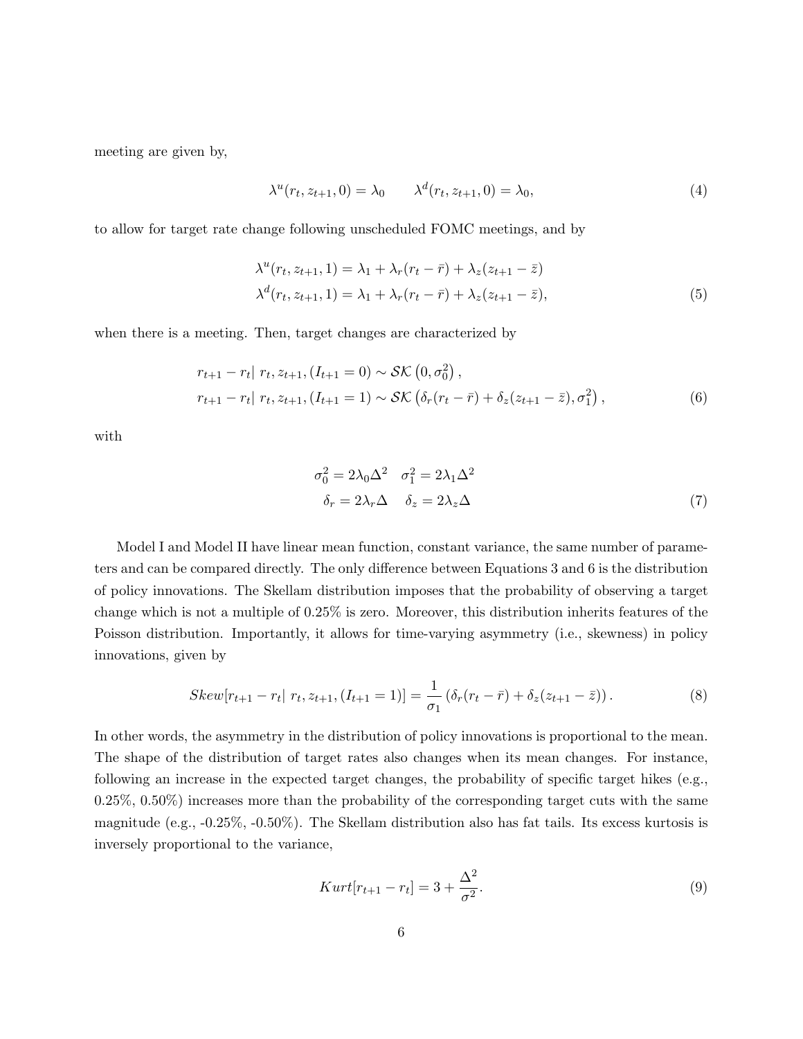meeting are given by,

$$\lambda^u(r_t, z_{t+1}, 0) = \lambda_0 \qquad \lambda^d(r_t, z_{t+1}, 0) = \lambda_0, \tag{4}$$

to allow for target rate change following unscheduled FOMC meetings, and by

$$\begin{aligned}
\lambda^u(r_t, z_{t+1}, 1) &= \lambda_1 + \lambda_r(r_t - \bar{r}) + \lambda_z(z_{t+1} - \bar{z}) \\
\lambda^d(r_t, z_{t+1}, 1) &= \lambda_1 + \lambda_r(r_t - \bar{r}) + \lambda_z(z_{t+1} - \bar{z}),
\end{aligned} \tag{5}$$

when there is a meeting. Then, target changes are characterized by

$$\begin{aligned}
r_{t+1} - r_t | \; r_t, z_{t+1}, (I_{t+1} = 0) &\sim \mathcal{SK}\left(0, \sigma_0^2\right), \\
r_{t+1} - r_t | \; r_t, z_{t+1}, (I_{t+1} = 1) &\sim \mathcal{SK}\left(\delta_r(r_t - \bar{r}) + \delta_z(z_{t+1} - \bar{z}), \sigma_1^2\right),
\end{aligned} \tag{6}$$

with

$$\begin{aligned}
\sigma_0^2 = 2\lambda_0\Delta^2 \quad \sigma_1^2 = 2\lambda_1\Delta^2 \\
\delta_r = 2\lambda_r\Delta \quad \delta_z = 2\lambda_z\Delta
\end{aligned} \tag{7}$$

Model I and Model II have linear mean function, constant variance, the same number of parameters and can be compared directly. The only difference between Equations 3 and 6 is the distribution of policy innovations. The Skellam distribution imposes that the probability of observing a target change which is not a multiple of 0.25% is zero. Moreover, this distribution inherits features of the Poisson distribution. Importantly, it allows for time-varying asymmetry (i.e., skewness) in policy innovations, given by

$$Skew[r_{t+1} - r_t | \; r_t, z_{t+1}, (I_{t+1} = 1)] = \frac{1}{\sigma_1}\left(\delta_r(r_t - \bar{r}) + \delta_z(z_{t+1} - \bar{z})\right). \tag{8}$$

In other words, the asymmetry in the distribution of policy innovations is proportional to the mean. The shape of the distribution of target rates also changes when its mean changes. For instance, following an increase in the expected target changes, the probability of specific target hikes (e.g., 0.25%, 0.50%) increases more than the probability of the corresponding target cuts with the same magnitude (e.g., -0.25%, -0.50%). The Skellam distribution also has fat tails. Its excess kurtosis is inversely proportional to the variance,

$$Kurt[r_{t+1} - r_t] = 3 + \frac{\Delta^2}{\sigma^2}. \tag{9}$$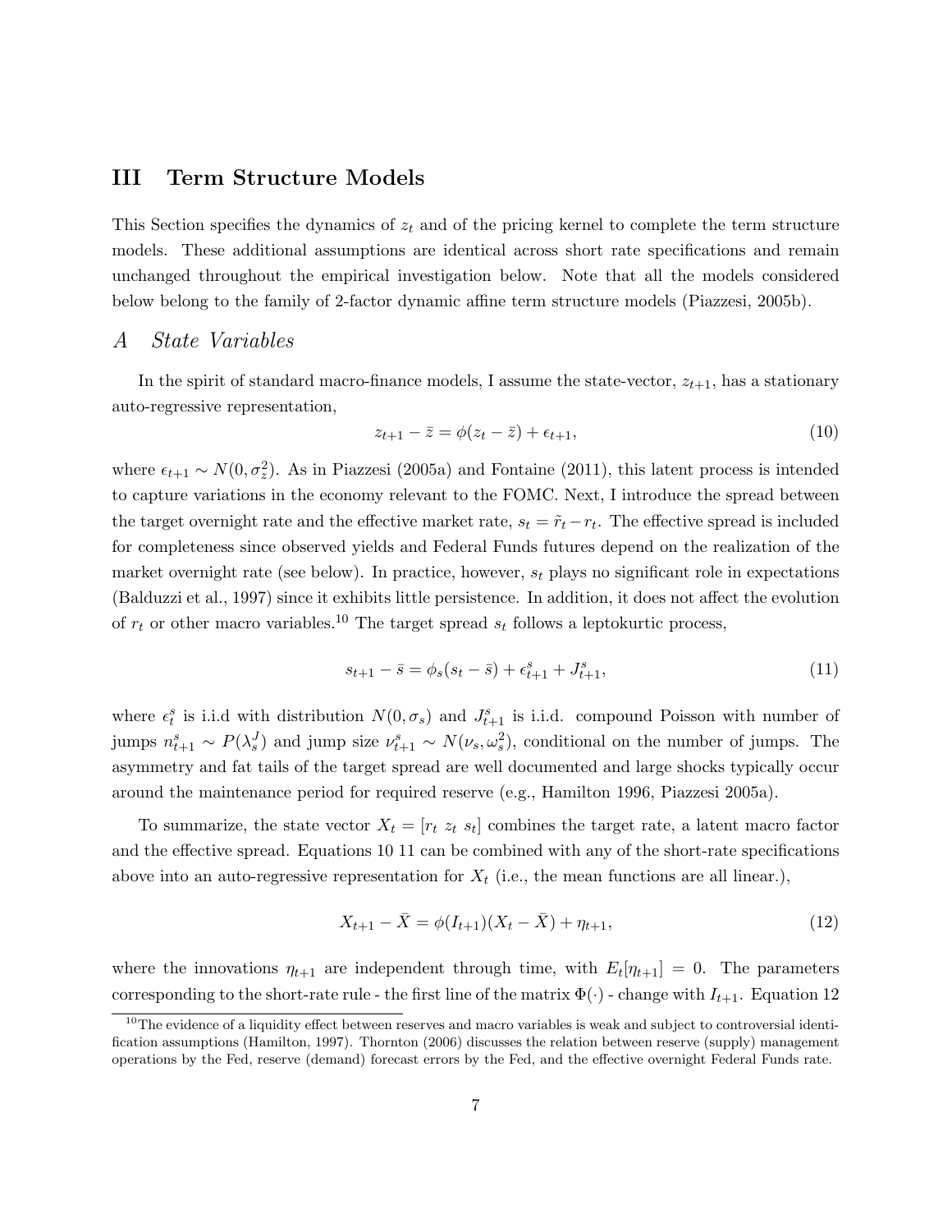## III Term Structure Models

This Section specifies the dynamics of $z_t$ and of the pricing kernel to complete the term structure models. These additional assumptions are identical across short rate specifications and remain unchanged throughout the empirical investigation below. Note that all the models considered below belong to the family of 2-factor dynamic affine term structure models (Piazzesi, 2005b).

### *A State Variables*

In the spirit of standard macro-finance models, I assume the state-vector, $z_{t+1}$, has a stationary auto-regressive representation,

$$z_{t+1} - \bar{z} = \phi(z_t - \bar{z}) + \epsilon_{t+1}, \tag{10}$$

where $\epsilon_{t+1} \sim N(0, \sigma_z^2)$. As in Piazzesi (2005a) and Fontaine (2011), this latent process is intended to capture variations in the economy relevant to the FOMC. Next, I introduce the spread between the target overnight rate and the effective market rate, $s_t = \tilde{r}_t - r_t$. The effective spread is included for completeness since observed yields and Federal Funds futures depend on the realization of the market overnight rate (see below). In practice, however, $s_t$ plays no significant role in expectations (Balduzzi et al., 1997) since it exhibits little persistence. In addition, it does not affect the evolution of $r_t$ or other macro variables.[10] The target spread $s_t$ follows a leptokurtic process,

$$s_{t+1} - \bar{s} = \phi_s(s_t - \bar{s}) + \epsilon^s_{t+1} + J^s_{t+1}, \tag{11}$$

where $\epsilon^s_t$ is i.i.d with distribution $N(0, \sigma_s)$ and $J^s_{t+1}$ is i.i.d. compound Poisson with number of jumps $n^s_{t+1} \sim P(\lambda^J_s)$ and jump size $\nu^s_{t+1} \sim N(\nu_s, \omega_s^2)$, conditional on the number of jumps. The asymmetry and fat tails of the target spread are well documented and large shocks typically occur around the maintenance period for required reserve (e.g., Hamilton 1996, Piazzesi 2005a).

To summarize, the state vector $X_t = [r_t \ z_t \ s_t]$ combines the target rate, a latent macro factor and the effective spread. Equations 10 11 can be combined with any of the short-rate specifications above into an auto-regressive representation for $X_t$ (i.e., the mean functions are all linear.),

$$X_{t+1} - \bar{X} = \phi(I_{t+1})(X_t - \bar{X}) + \eta_{t+1}, \tag{12}$$

where the innovations $\eta_{t+1}$ are independent through time, with $E_t[\eta_{t+1}] = 0$. The parameters corresponding to the short-rate rule - the first line of the matrix $\Phi(\cdot)$ - change with $I_{t+1}$. Equation 12

[10] The evidence of a liquidity effect between reserves and macro variables is weak and subject to controversial identification assumptions (Hamilton, 1997). Thornton (2006) discusses the relation between reserve (supply) management operations by the Fed, reserve (demand) forecast errors by the Fed, and the effective overnight Federal Funds rate.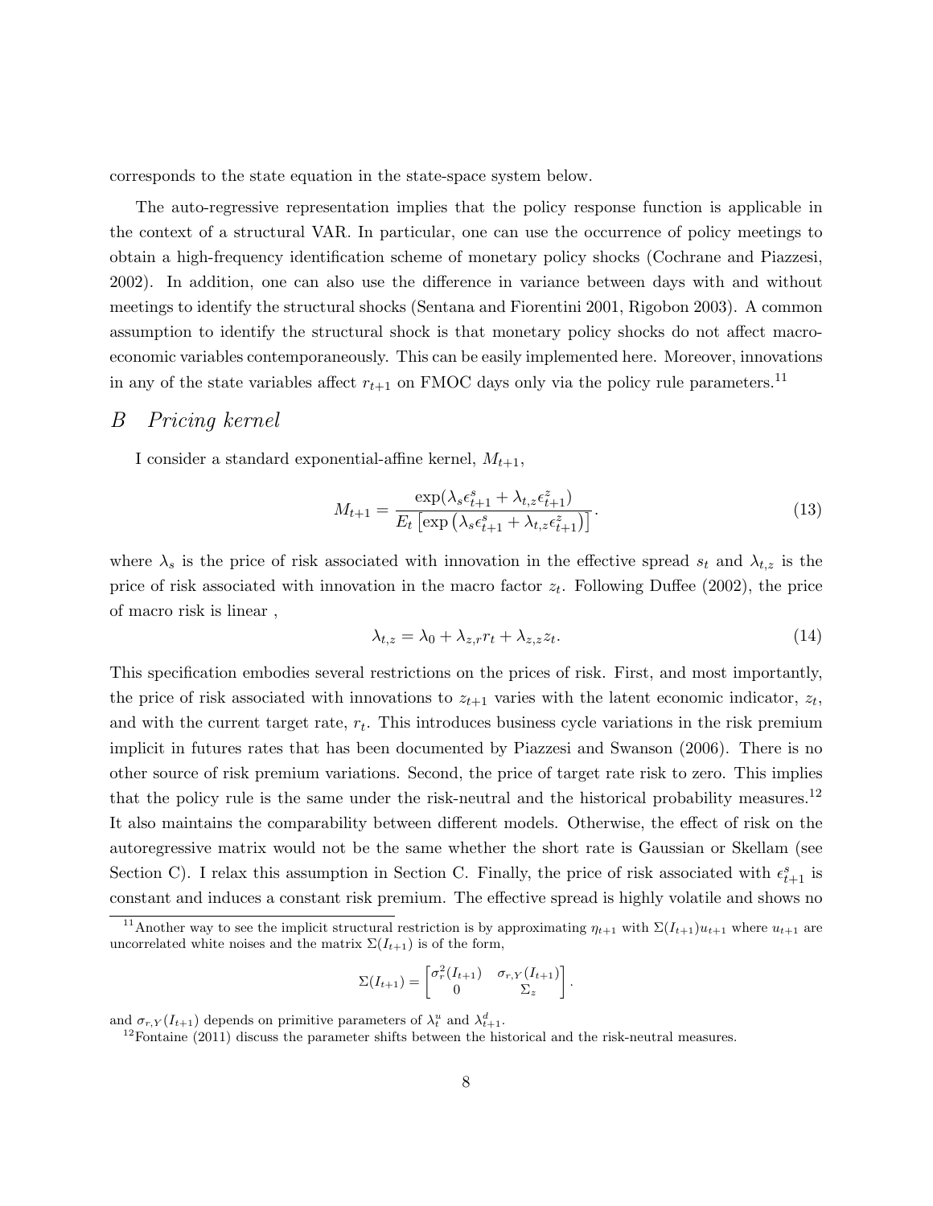corresponds to the state equation in the state-space system below.

The auto-regressive representation implies that the policy response function is applicable in the context of a structural VAR. In particular, one can use the occurrence of policy meetings to obtain a high-frequency identification scheme of monetary policy shocks (Cochrane and Piazzesi, 2002). In addition, one can also use the difference in variance between days with and without meetings to identify the structural shocks (Sentana and Fiorentini 2001, Rigobon 2003). A common assumption to identify the structural shock is that monetary policy shocks do not affect macroeconomic variables contemporaneously. This can be easily implemented here. Moreover, innovations in any of the state variables affect $r_{t+1}$ on FMOC days only via the policy rule parameters.[11]

## *B Pricing kernel*

I consider a standard exponential-affine kernel, $M_{t+1}$,

$$M_{t+1} = \frac{\exp(\lambda_s \epsilon^s_{t+1} + \lambda_{t,z}\epsilon^z_{t+1})}{E_t\left[\exp\left(\lambda_s \epsilon^s_{t+1} + \lambda_{t,z}\epsilon^z_{t+1}\right)\right]}. \tag{13}$$

where $\lambda_s$ is the price of risk associated with innovation in the effective spread $s_t$ and $\lambda_{t,z}$ is the price of risk associated with innovation in the macro factor $z_t$. Following Duffee (2002), the price of macro risk is linear ,

$$\lambda_{t,z} = \lambda_0 + \lambda_{z,r} r_t + \lambda_{z,z} z_t. \tag{14}$$

This specification embodies several restrictions on the prices of risk. First, and most importantly, the price of risk associated with innovations to $z_{t+1}$ varies with the latent economic indicator, $z_t$, and with the current target rate, $r_t$. This introduces business cycle variations in the risk premium implicit in futures rates that has been documented by Piazzesi and Swanson (2006). There is no other source of risk premium variations. Second, the price of target rate risk to zero. This implies that the policy rule is the same under the risk-neutral and the historical probability measures.[12] It also maintains the comparability between different models. Otherwise, the effect of risk on the autoregressive matrix would not be the same whether the short rate is Gaussian or Skellam (see Section C). I relax this assumption in Section C. Finally, the price of risk associated with $\epsilon^s_{t+1}$ is constant and induces a constant risk premium. The effective spread is highly volatile and shows no

---

[11] Another way to see the implicit structural restriction is by approximating $\eta_{t+1}$ with $\Sigma(I_{t+1})u_{t+1}$ where $u_{t+1}$ are uncorrelated white noises and the matrix $\Sigma(I_{t+1})$ is of the form,

$$\Sigma(I_{t+1}) = \begin{bmatrix} \sigma^2_r(I_{t+1}) & \sigma_{r,Y}(I_{t+1}) \\ 0 & \Sigma_z \end{bmatrix}.$$

and $\sigma_{r,Y}(I_{t+1})$ depends on primitive parameters of $\lambda^u_t$ and $\lambda^d_{t+1}$.

[12] Fontaine (2011) discuss the parameter shifts between the historical and the risk-neutral measures.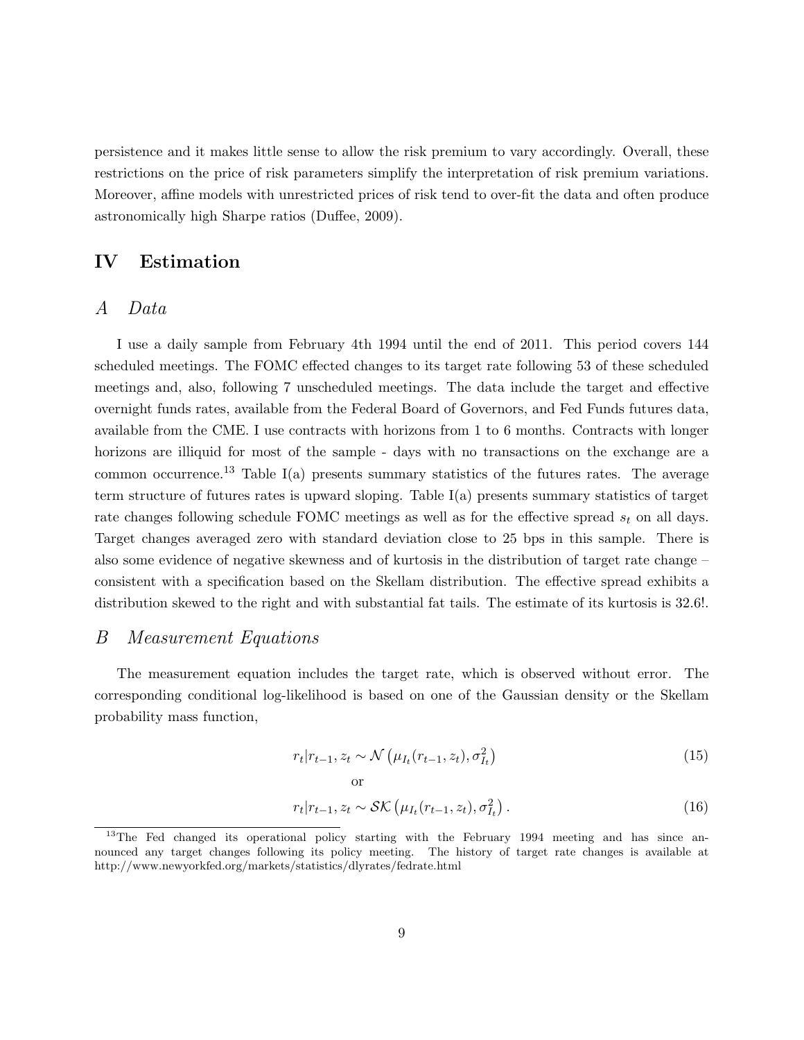persistence and it makes little sense to allow the risk premium to vary accordingly. Overall, these restrictions on the price of risk parameters simplify the interpretation of risk premium variations. Moreover, affine models with unrestricted prices of risk tend to over-fit the data and often produce astronomically high Sharpe ratios (Duffee, 2009).

## IV Estimation

### A *Data*

I use a daily sample from February 4th 1994 until the end of 2011. This period covers 144 scheduled meetings. The FOMC effected changes to its target rate following 53 of these scheduled meetings and, also, following 7 unscheduled meetings. The data include the target and effective overnight funds rates, available from the Federal Board of Governors, and Fed Funds futures data, available from the CME. I use contracts with horizons from 1 to 6 months. Contracts with longer horizons are illiquid for most of the sample - days with no transactions on the exchange are a common occurrence.[13] Table I(a) presents summary statistics of the futures rates. The average term structure of futures rates is upward sloping. Table I(a) presents summary statistics of target rate changes following schedule FOMC meetings as well as for the effective spread $s_t$ on all days. Target changes averaged zero with standard deviation close to 25 bps in this sample. There is also some evidence of negative skewness and of kurtosis in the distribution of target rate change – consistent with a specification based on the Skellam distribution. The effective spread exhibits a distribution skewed to the right and with substantial fat tails. The estimate of its kurtosis is 32.6!.

### B *Measurement Equations*

The measurement equation includes the target rate, which is observed without error. The corresponding conditional log-likelihood is based on one of the Gaussian density or the Skellam probability mass function,

$$r_t | r_{t-1}, z_t \sim \mathcal{N}\left(\mu_{I_t}(r_{t-1}, z_t), \sigma^2_{I_t}\right) \tag{15}$$

or

$$r_t | r_{t-1}, z_t \sim \mathcal{SK}\left(\mu_{I_t}(r_{t-1}, z_t), \sigma^2_{I_t}\right). \tag{16}$$

[13] The Fed changed its operational policy starting with the February 1994 meeting and has since announced any target changes following its policy meeting. The history of target rate changes is available at http://www.newyorkfed.org/markets/statistics/dlyrates/fedrate.html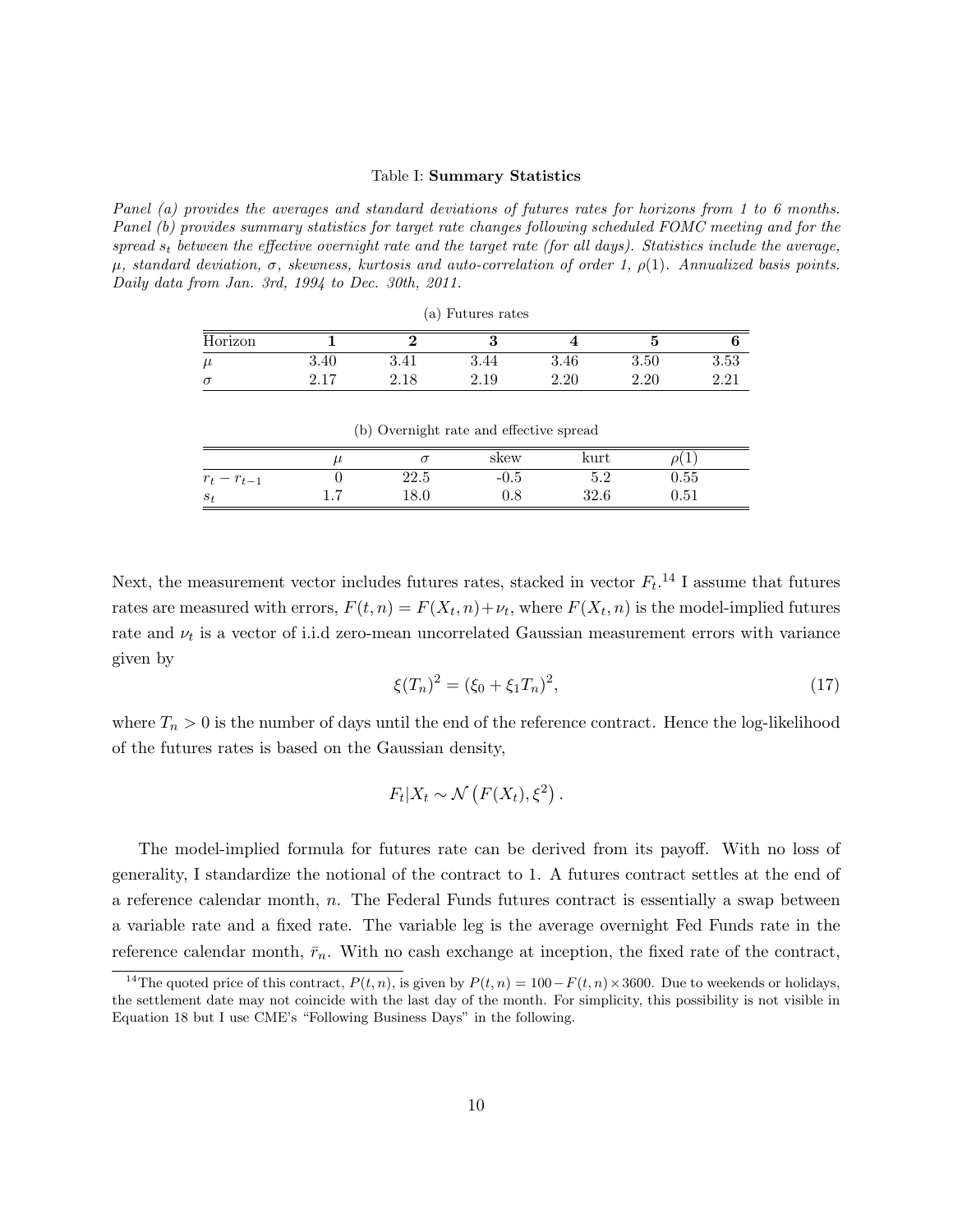Table I: **Summary Statistics**

*Panel (a) provides the averages and standard deviations of futures rates for horizons from 1 to 6 months. Panel (b) provides summary statistics for target rate changes following scheduled FOMC meeting and for the spread $s_t$ between the effective overnight rate and the target rate (for all days). Statistics include the average, $\mu$, standard deviation, $\sigma$, skewness, kurtosis and auto-correlation of order 1, $\rho(1)$. Annualized basis points. Daily data from Jan. 3rd, 1994 to Dec. 30th, 2011.*

(a) Futures rates

| Horizon | **1** | **2** | **3** | **4** | **5** | **6** |
|---|---|---|---|---|---|---|
| $\mu$ | 3.40 | 3.41 | 3.44 | 3.46 | 3.50 | 3.53 |
| $\sigma$ | 2.17 | 2.18 | 2.19 | 2.20 | 2.20 | 2.21 |

(b) Overnight rate and effective spread

| | $\mu$ | $\sigma$ | skew | kurt | $\rho(1)$ |
|---|---|---|---|---|---|
| $r_t - r_{t-1}$ | 0 | 22.5 | -0.5 | 5.2 | 0.55 |
| $s_t$ | 1.7 | 18.0 | 0.8 | 32.6 | 0.51 |

Next, the measurement vector includes futures rates, stacked in vector $F_t$.[14] I assume that futures rates are measured with errors, $F(t,n) = F(X_t, n) + \nu_t$, where $F(X_t, n)$ is the model-implied futures rate and $\nu_t$ is a vector of i.i.d zero-mean uncorrelated Gaussian measurement errors with variance given by

$$\xi(T_n)^2 = (\xi_0 + \xi_1 T_n)^2, \tag{17}$$

where $T_n > 0$ is the number of days until the end of the reference contract. Hence the log-likelihood of the futures rates is based on the Gaussian density,

$$F_t | X_t \sim \mathcal{N}\left(F(X_t), \xi^2\right).$$

The model-implied formula for futures rate can be derived from its payoff. With no loss of generality, I standardize the notional of the contract to 1. A futures contract settles at the end of a reference calendar month, $n$. The Federal Funds futures contract is essentially a swap between a variable rate and a fixed rate. The variable leg is the average overnight Fed Funds rate in the reference calendar month, $\bar{r}_n$. With no cash exchange at inception, the fixed rate of the contract,

[14] The quoted price of this contract, $P(t,n)$, is given by $P(t,n) = 100 - F(t,n) \times 3600$. Due to weekends or holidays, the settlement date may not coincide with the last day of the month. For simplicity, this possibility is not visible in Equation 18 but I use CME's "Following Business Days" in the following.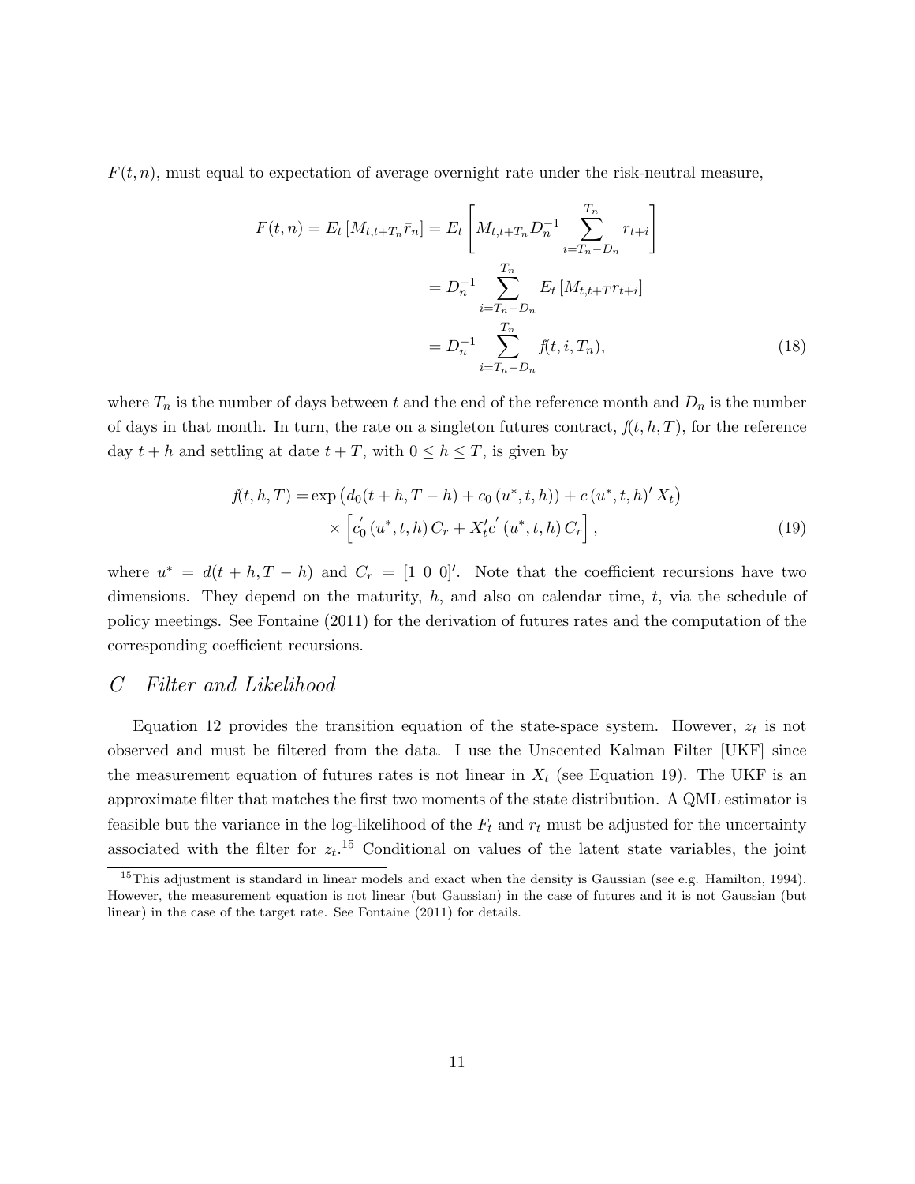$F(t,n)$, must equal to expectation of average overnight rate under the risk-neutral measure,

$$\begin{aligned}
F(t,n) = E_t\left[M_{t,t+T_n}\bar{r}_n\right] &= E_t\left[M_{t,t+T_n}D_n^{-1}\sum_{i=T_n-D_n}^{T_n} r_{t+i}\right] \\
&= D_n^{-1}\sum_{i=T_n-D_n}^{T_n} E_t\left[M_{t,t+T}r_{t+i}\right] \\
&= D_n^{-1}\sum_{i=T_n-D_n}^{T_n} f(t,i,T_n), \qquad (18)
\end{aligned}$$

where $T_n$ is the number of days between $t$ and the end of the reference month and $D_n$ is the number of days in that month. In turn, the rate on a singleton futures contract, $f(t,h,T)$, for the reference day $t+h$ and settling at date $t+T$, with $0 \leq h \leq T$, is given by

$$\begin{aligned}
f(t,h,T) = &\exp\left(d_0(t+h,T-h) + c_0\left(u^*,t,h\right)\right) + c\left(u^*,t,h\right)' X_t\big) \\
&\times \left[c_0^{'}\left(u^*,t,h\right)C_r + X_t' c^{'}\left(u^*,t,h\right)C_r\right], \qquad (19)
\end{aligned}$$

where $u^* = d(t+h,T-h)$ and $C_r = [1\ 0\ 0]'$. Note that the coefficient recursions have two dimensions. They depend on the maturity, $h$, and also on calendar time, $t$, via the schedule of policy meetings. See Fontaine (2011) for the derivation of futures rates and the computation of the corresponding coefficient recursions.

## C *Filter and Likelihood*

Equation 12 provides the transition equation of the state-space system. However, $z_t$ is not observed and must be filtered from the data. I use the Unscented Kalman Filter [UKF] since the measurement equation of futures rates is not linear in $X_t$ (see Equation 19). The UKF is an approximate filter that matches the first two moments of the state distribution. A QML estimator is feasible but the variance in the log-likelihood of the $F_t$ and $r_t$ must be adjusted for the uncertainty associated with the filter for $z_t$.[15] Conditional on values of the latent state variables, the joint

[15] This adjustment is standard in linear models and exact when the density is Gaussian (see e.g. Hamilton, 1994). However, the measurement equation is not linear (but Gaussian) in the case of futures and it is not Gaussian (but linear) in the case of the target rate. See Fontaine (2011) for details.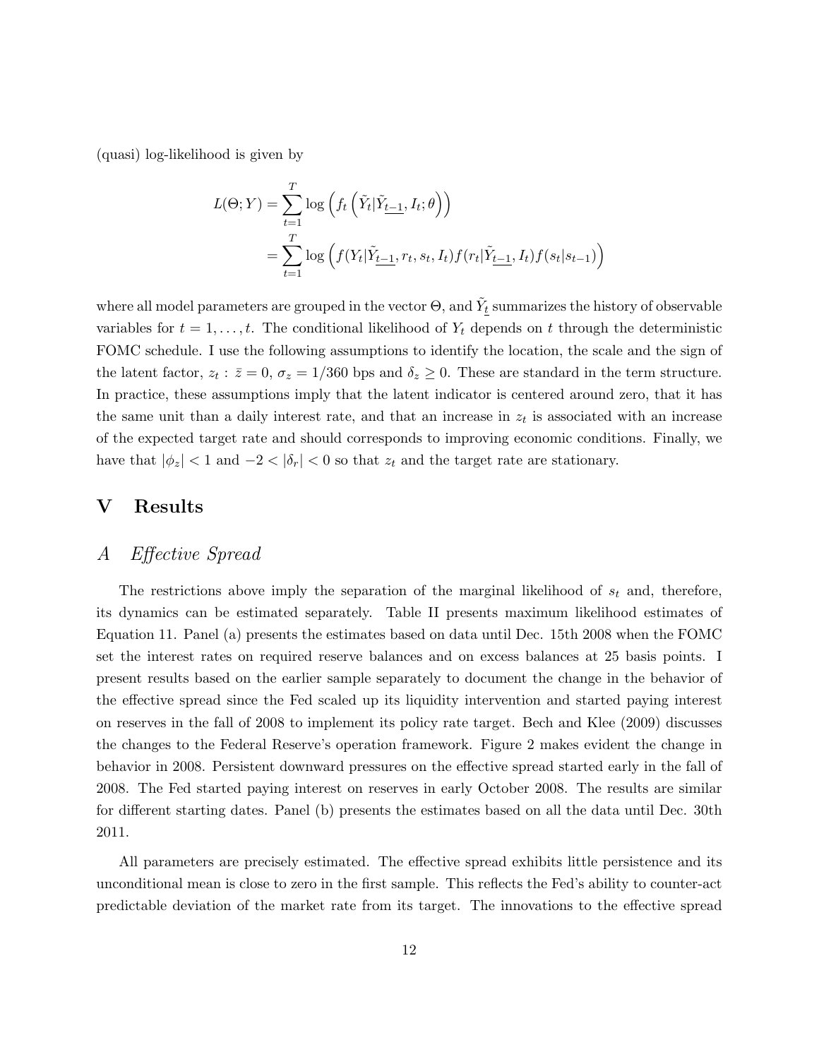(quasi) log-likelihood is given by

$$
\begin{aligned}
L(\Theta; Y) &= \sum_{t=1}^{T} \log\left( f_t\left(\tilde{Y}_t | \tilde{Y}_{\underline{t-1}}, I_t; \theta\right)\right) \\
&= \sum_{t=1}^{T} \log\left( f(Y_t | \tilde{Y}_{\underline{t-1}}, r_t, s_t, I_t) f(r_t | \tilde{Y}_{\underline{t-1}}, I_t) f(s_t | s_{t-1})\right)
\end{aligned}
$$

where all model parameters are grouped in the vector $\Theta$, and $\tilde{Y}_{\underline{t}}$ summarizes the history of observable variables for $t = 1, \ldots, t$. The conditional likelihood of $Y_t$ depends on $t$ through the deterministic FOMC schedule. I use the following assumptions to identify the location, the scale and the sign of the latent factor, $z_t$ : $\bar{z} = 0$, $\sigma_z = 1/360$ bps and $\delta_z \geq 0$. These are standard in the term structure. In practice, these assumptions imply that the latent indicator is centered around zero, that it has the same unit than a daily interest rate, and that an increase in $z_t$ is associated with an increase of the expected target rate and should corresponds to improving economic conditions. Finally, we have that $|\phi_z| < 1$ and $-2 < |\delta_r| < 0$ so that $z_t$ and the target rate are stationary.

# V Results

## A *Effective Spread*

The restrictions above imply the separation of the marginal likelihood of $s_t$ and, therefore, its dynamics can be estimated separately. Table II presents maximum likelihood estimates of Equation 11. Panel (a) presents the estimates based on data until Dec. 15th 2008 when the FOMC set the interest rates on required reserve balances and on excess balances at 25 basis points. I present results based on the earlier sample separately to document the change in the behavior of the effective spread since the Fed scaled up its liquidity intervention and started paying interest on reserves in the fall of 2008 to implement its policy rate target. Bech and Klee (2009) discusses the changes to the Federal Reserve's operation framework. Figure 2 makes evident the change in behavior in 2008. Persistent downward pressures on the effective spread started early in the fall of 2008. The Fed started paying interest on reserves in early October 2008. The results are similar for different starting dates. Panel (b) presents the estimates based on all the data until Dec. 30th 2011.

All parameters are precisely estimated. The effective spread exhibits little persistence and its unconditional mean is close to zero in the first sample. This reflects the Fed's ability to counter-act predictable deviation of the market rate from its target. The innovations to the effective spread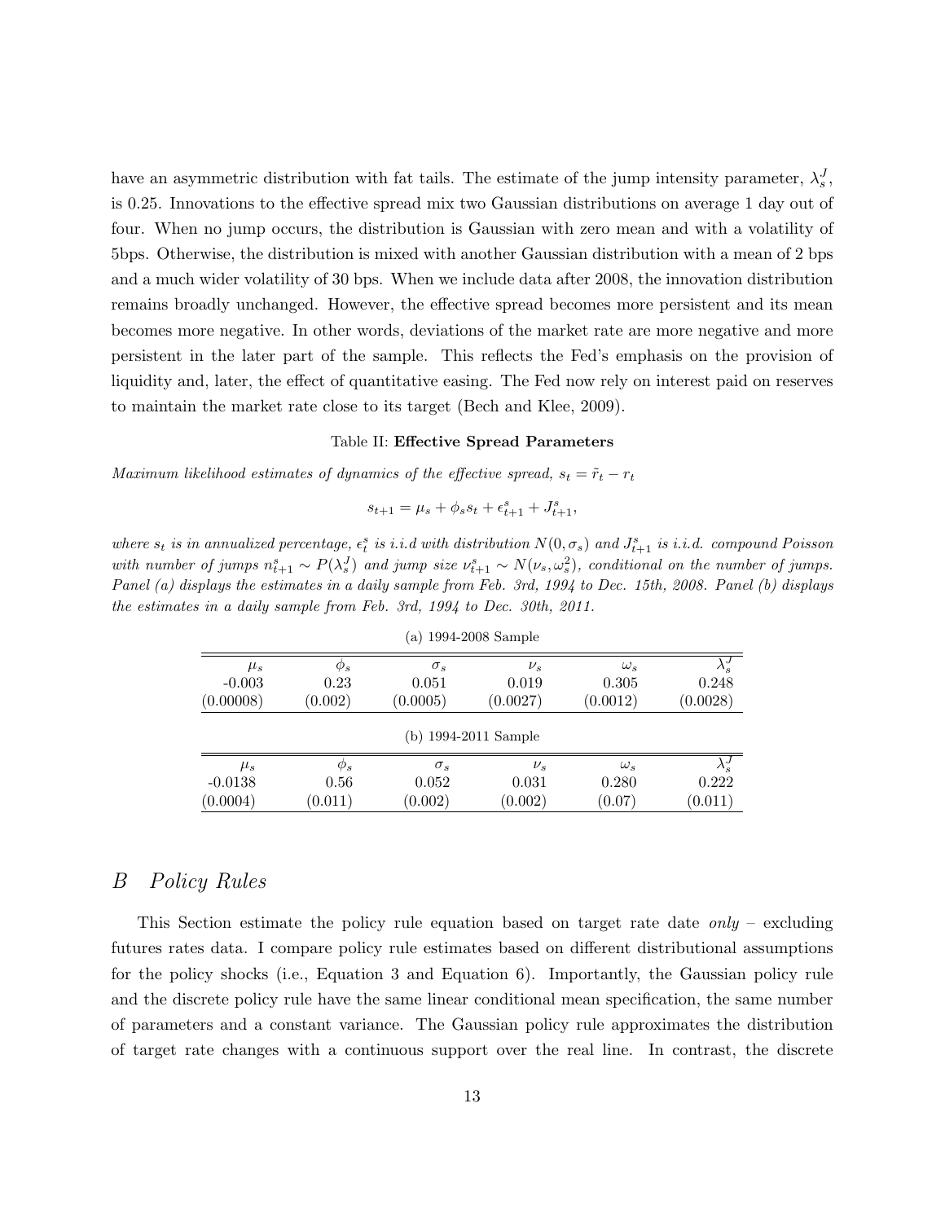have an asymmetric distribution with fat tails. The estimate of the jump intensity parameter, $\lambda_s^J$, is 0.25. Innovations to the effective spread mix two Gaussian distributions on average 1 day out of four. When no jump occurs, the distribution is Gaussian with zero mean and with a volatility of 5bps. Otherwise, the distribution is mixed with another Gaussian distribution with a mean of 2 bps and a much wider volatility of 30 bps. When we include data after 2008, the innovation distribution remains broadly unchanged. However, the effective spread becomes more persistent and its mean becomes more negative. In other words, deviations of the market rate are more negative and more persistent in the later part of the sample. This reflects the Fed's emphasis on the provision of liquidity and, later, the effect of quantitative easing. The Fed now rely on interest paid on reserves to maintain the market rate close to its target (Bech and Klee, 2009).

Table II: **Effective Spread Parameters**

*Maximum likelihood estimates of dynamics of the effective spread,* $s_t = \tilde{r}_t - r_t$

$$s_{t+1} = \mu_s + \phi_s s_t + \epsilon_{t+1}^s + J_{t+1}^s,$$

*where* $s_t$ *is in annualized percentage,* $\epsilon_t^s$ *is i.i.d with distribution* $N(0, \sigma_s)$ *and* $J_{t+1}^s$ *is i.i.d. compound Poisson with number of jumps* $n_{t+1}^s \sim P(\lambda_s^J)$ *and jump size* $\nu_{t+1}^s \sim N(\nu_s, \omega_s^2)$*, conditional on the number of jumps. Panel (a) displays the estimates in a daily sample from Feb. 3rd, 1994 to Dec. 15th, 2008. Panel (b) displays the estimates in a daily sample from Feb. 3rd, 1994 to Dec. 30th, 2011.*

(a) 1994-2008 Sample

| $\mu_s$ | $\phi_s$ | $\sigma_s$ | $\nu_s$ | $\omega_s$ | $\lambda_s^J$ |
|---|---|---|---|---|---|
| -0.003 | 0.23 | 0.051 | 0.019 | 0.305 | 0.248 |
| (0.00008) | (0.002) | (0.0005) | (0.0027) | (0.0012) | (0.0028) |

(b) 1994-2011 Sample

| $\mu_s$ | $\phi_s$ | $\sigma_s$ | $\nu_s$ | $\omega_s$ | $\lambda_s^J$ |
|---|---|---|---|---|---|
| -0.0138 | 0.56 | 0.052 | 0.031 | 0.280 | 0.222 |
| (0.0004) | (0.011) | (0.002) | (0.002) | (0.07) | (0.011) |

## B *Policy Rules*

This Section estimate the policy rule equation based on target rate date *only* – excluding futures rates data. I compare policy rule estimates based on different distributional assumptions for the policy shocks (i.e., Equation 3 and Equation 6). Importantly, the Gaussian policy rule and the discrete policy rule have the same linear conditional mean specification, the same number of parameters and a constant variance. The Gaussian policy rule approximates the distribution of target rate changes with a continuous support over the real line. In contrast, the discrete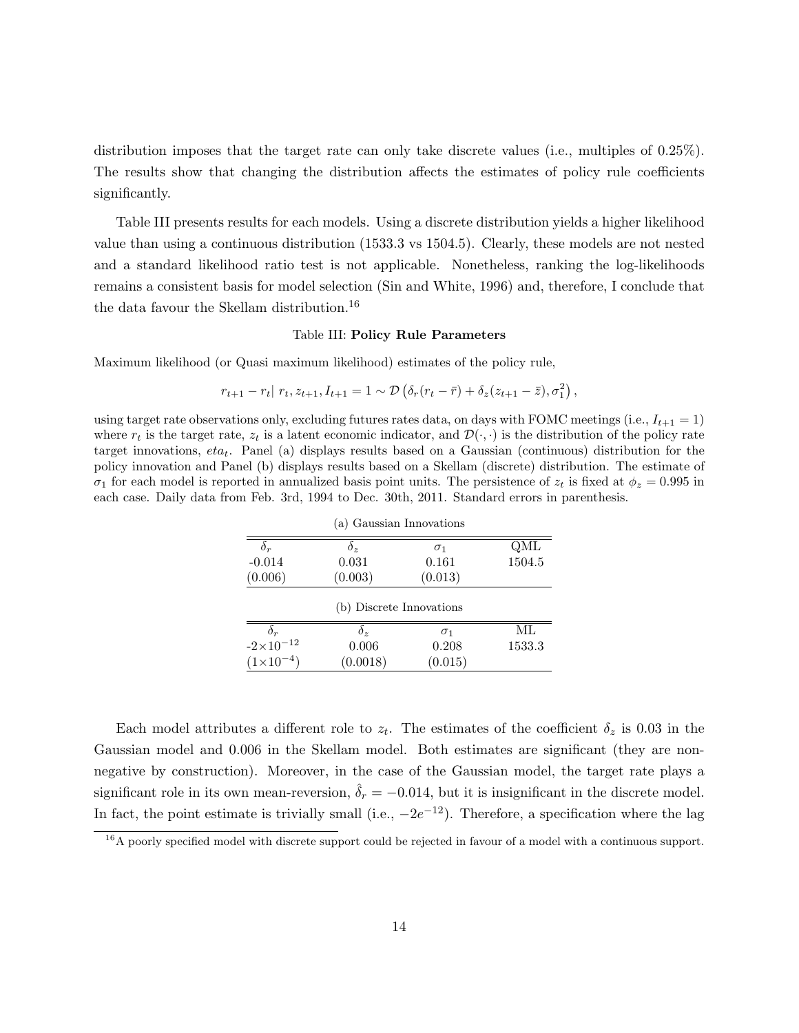distribution imposes that the target rate can only take discrete values (i.e., multiples of 0.25%). The results show that changing the distribution affects the estimates of policy rule coefficients significantly.

Table III presents results for each models. Using a discrete distribution yields a higher likelihood value than using a continuous distribution (1533.3 vs 1504.5). Clearly, these models are not nested and a standard likelihood ratio test is not applicable. Nonetheless, ranking the log-likelihoods remains a consistent basis for model selection (Sin and White, 1996) and, therefore, I conclude that the data favour the Skellam distribution.[16]

Table III: **Policy Rule Parameters**

Maximum likelihood (or Quasi maximum likelihood) estimates of the policy rule,

$$r_{t+1} - r_t |\ r_t, z_{t+1}, I_{t+1} = 1 \sim \mathcal{D}\left(\delta_r(r_t - \bar{r}) + \delta_z(z_{t+1} - \bar{z}), \sigma_1^2\right),$$

using target rate observations only, excluding futures rates data, on days with FOMC meetings (i.e., $I_{t+1} = 1$) where $r_t$ is the target rate, $z_t$ is a latent economic indicator, and $\mathcal{D}(\cdot, \cdot)$ is the distribution of the policy rate target innovations, $eta_t$. Panel (a) displays results based on a Gaussian (continuous) distribution for the policy innovation and Panel (b) displays results based on a Skellam (discrete) distribution. The estimate of $\sigma_1$ for each model is reported in annualized basis point units. The persistence of $z_t$ is fixed at $\phi_z = 0.995$ in each case. Daily data from Feb. 3rd, 1994 to Dec. 30th, 2011. Standard errors in parenthesis.

(a) Gaussian Innovations

| $\delta_r$ | $\delta_z$ | $\sigma_1$ | QML |
|---|---|---|---|
| -0.014 | 0.031 | 0.161 | 1504.5 |
| (0.006) | (0.003) | (0.013) | |

(b) Discrete Innovations

| $\delta_r$ | $\delta_z$ | $\sigma_1$ | ML |
|---|---|---|---|
| $-2\times10^{-12}$ | 0.006 | 0.208 | 1533.3 |
| $(1\times10^{-4})$ | (0.0018) | (0.015) | |

Each model attributes a different role to $z_t$. The estimates of the coefficient $\delta_z$ is 0.03 in the Gaussian model and 0.006 in the Skellam model. Both estimates are significant (they are non-negative by construction). Moreover, in the case of the Gaussian model, the target rate plays a significant role in its own mean-reversion, $\hat{\delta}_r = -0.014$, but it is insignificant in the discrete model. In fact, the point estimate is trivially small (i.e., $-2e^{-12}$). Therefore, a specification where the lag

[16] A poorly specified model with discrete support could be rejected in favour of a model with a continuous support.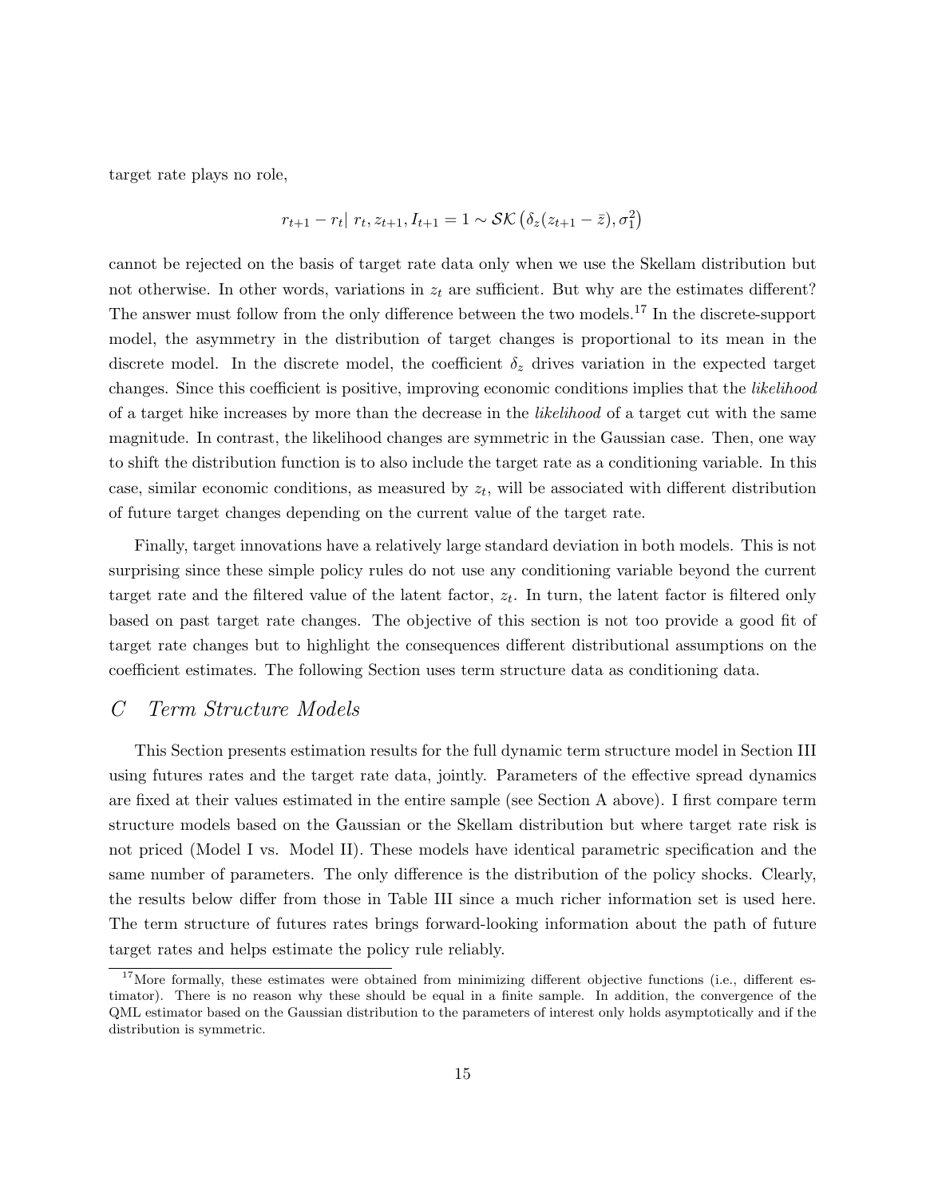target rate plays no role,

$$r_{t+1} - r_t | \; r_t, z_{t+1}, I_{t+1} = 1 \sim \mathcal{SK}\left(\delta_z(z_{t+1} - \bar{z}), \sigma_1^2\right)$$

cannot be rejected on the basis of target rate data only when we use the Skellam distribution but not otherwise. In other words, variations in $z_t$ are sufficient. But why are the estimates different? The answer must follow from the only difference between the two models.[17] In the discrete-support model, the asymmetry in the distribution of target changes is proportional to its mean in the discrete model. In the discrete model, the coefficient $\delta_z$ drives variation in the expected target changes. Since this coefficient is positive, improving economic conditions implies that the *likelihood* of a target hike increases by more than the decrease in the *likelihood* of a target cut with the same magnitude. In contrast, the likelihood changes are symmetric in the Gaussian case. Then, one way to shift the distribution function is to also include the target rate as a conditioning variable. In this case, similar economic conditions, as measured by $z_t$, will be associated with different distribution of future target changes depending on the current value of the target rate.

Finally, target innovations have a relatively large standard deviation in both models. This is not surprising since these simple policy rules do not use any conditioning variable beyond the current target rate and the filtered value of the latent factor, $z_t$. In turn, the latent factor is filtered only based on past target rate changes. The objective of this section is not too provide a good fit of target rate changes but to highlight the consequences different distributional assumptions on the coefficient estimates. The following Section uses term structure data as conditioning data.

## *C Term Structure Models*

This Section presents estimation results for the full dynamic term structure model in Section III using futures rates and the target rate data, jointly. Parameters of the effective spread dynamics are fixed at their values estimated in the entire sample (see Section A above). I first compare term structure models based on the Gaussian or the Skellam distribution but where target rate risk is not priced (Model I vs. Model II). These models have identical parametric specification and the same number of parameters. The only difference is the distribution of the policy shocks. Clearly, the results below differ from those in Table III since a much richer information set is used here. The term structure of futures rates brings forward-looking information about the path of future target rates and helps estimate the policy rule reliably.

[17] More formally, these estimates were obtained from minimizing different objective functions (i.e., different estimator). There is no reason why these should be equal in a finite sample. In addition, the convergence of the QML estimator based on the Gaussian distribution to the parameters of interest only holds asymptotically and if the distribution is symmetric.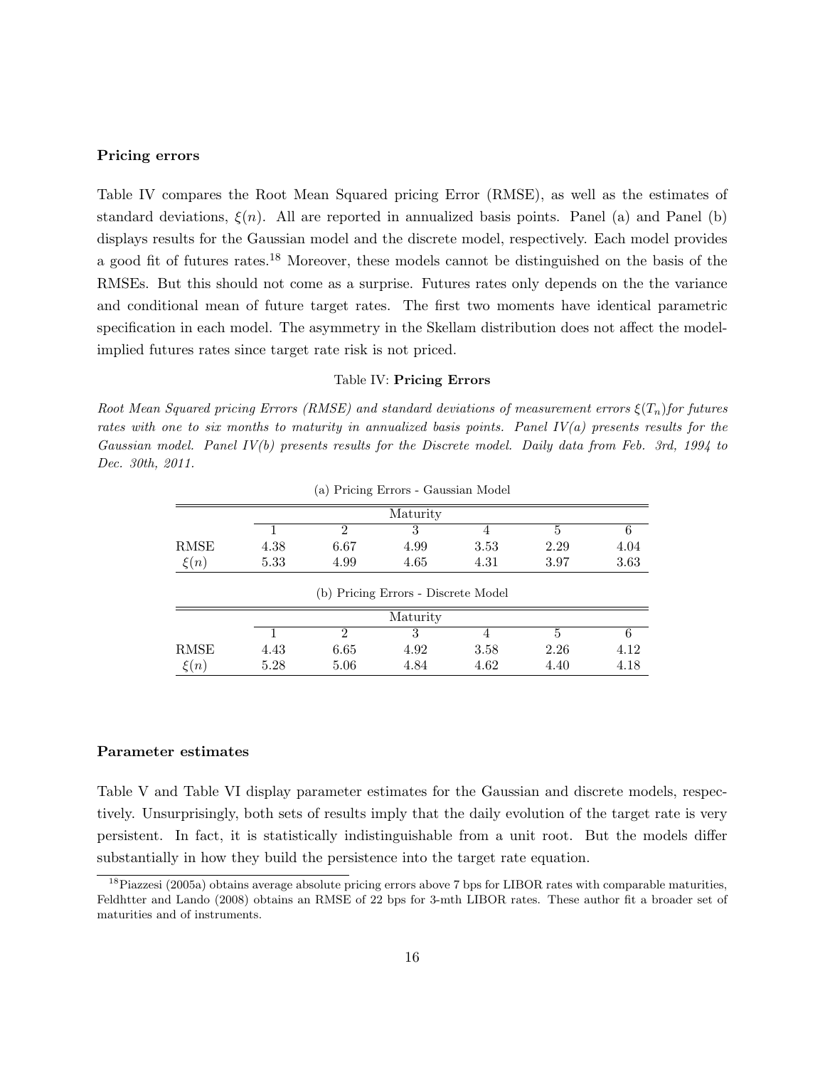### Pricing errors

Table IV compares the Root Mean Squared pricing Error (RMSE), as well as the estimates of standard deviations, $\xi(n)$. All are reported in annualized basis points. Panel (a) and Panel (b) displays results for the Gaussian model and the discrete model, respectively. Each model provides a good fit of futures rates.[18] Moreover, these models cannot be distinguished on the basis of the RMSEs. But this should not come as a surprise. Futures rates only depends on the the variance and conditional mean of future target rates. The first two moments have identical parametric specification in each model. The asymmetry in the Skellam distribution does not affect the model-implied futures rates since target rate risk is not priced.

Table IV: **Pricing Errors**

*Root Mean Squared pricing Errors (RMSE) and standard deviations of measurement errors $\xi(T_n)$for futures rates with one to six months to maturity in annualized basis points. Panel IV(a) presents results for the Gaussian model. Panel IV(b) presents results for the Discrete model. Daily data from Feb. 3rd, 1994 to Dec. 30th, 2011.*

(a) Pricing Errors - Gaussian Model

| | Maturity | | | | | |
|---|---|---|---|---|---|---|
| | 1 | 2 | 3 | 4 | 5 | 6 |
| RMSE | 4.38 | 6.67 | 4.99 | 3.53 | 2.29 | 4.04 |
| $\xi(n)$ | 5.33 | 4.99 | 4.65 | 4.31 | 3.97 | 3.63 |

(b) Pricing Errors - Discrete Model

| | Maturity | | | | | |
|---|---|---|---|---|---|---|
| | 1 | 2 | 3 | 4 | 5 | 6 |
| RMSE | 4.43 | 6.65 | 4.92 | 3.58 | 2.26 | 4.12 |
| $\xi(n)$ | 5.28 | 5.06 | 4.84 | 4.62 | 4.40 | 4.18 |

### Parameter estimates

Table V and Table VI display parameter estimates for the Gaussian and discrete models, respectively. Unsurprisingly, both sets of results imply that the daily evolution of the target rate is very persistent. In fact, it is statistically indistinguishable from a unit root. But the models differ substantially in how they build the persistence into the target rate equation.

[18] Piazzesi (2005a) obtains average absolute pricing errors above 7 bps for LIBOR rates with comparable maturities, Feldhtter and Lando (2008) obtains an RMSE of 22 bps for 3-mth LIBOR rates. These author fit a broader set of maturities and of instruments.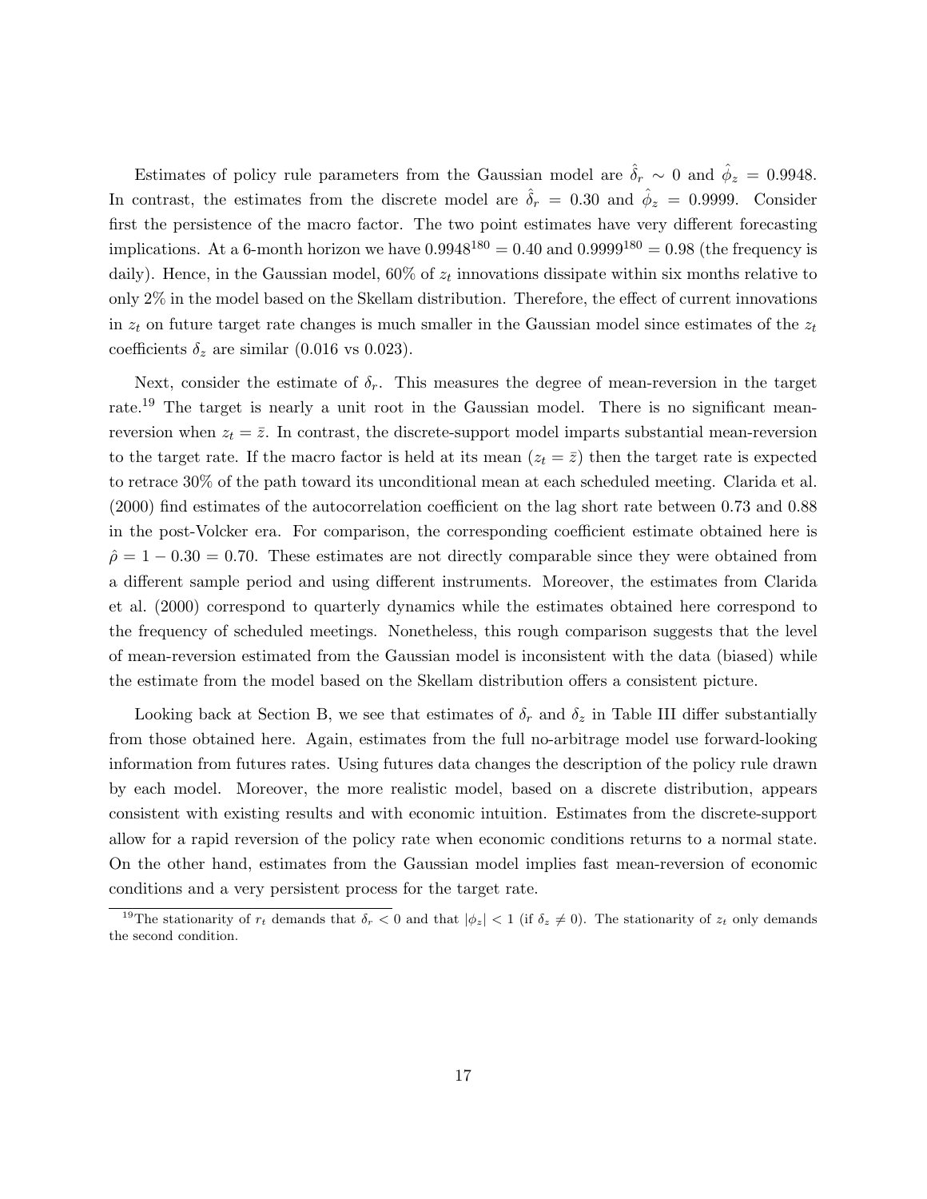Estimates of policy rule parameters from the Gaussian model are $\hat{\delta}_r \sim 0$ and $\hat{\phi}_z = 0.9948$. In contrast, the estimates from the discrete model are $\hat{\delta}_r = 0.30$ and $\hat{\phi}_z = 0.9999$. Consider first the persistence of the macro factor. The two point estimates have very different forecasting implications. At a 6-month horizon we have $0.9948^{180} = 0.40$ and $0.9999^{180} = 0.98$ (the frequency is daily). Hence, in the Gaussian model, 60% of $z_t$ innovations dissipate within six months relative to only 2% in the model based on the Skellam distribution. Therefore, the effect of current innovations in $z_t$ on future target rate changes is much smaller in the Gaussian model since estimates of the $z_t$ coefficients $\delta_z$ are similar (0.016 vs 0.023).

Next, consider the estimate of $\delta_r$. This measures the degree of mean-reversion in the target rate.[19] The target is nearly a unit root in the Gaussian model. There is no significant mean-reversion when $z_t = \bar{z}$. In contrast, the discrete-support model imparts substantial mean-reversion to the target rate. If the macro factor is held at its mean ($z_t = \bar{z}$) then the target rate is expected to retrace 30% of the path toward its unconditional mean at each scheduled meeting. Clarida et al. (2000) find estimates of the autocorrelation coefficient on the lag short rate between 0.73 and 0.88 in the post-Volcker era. For comparison, the corresponding coefficient estimate obtained here is $\hat{\rho} = 1 - 0.30 = 0.70$. These estimates are not directly comparable since they were obtained from a different sample period and using different instruments. Moreover, the estimates from Clarida et al. (2000) correspond to quarterly dynamics while the estimates obtained here correspond to the frequency of scheduled meetings. Nonetheless, this rough comparison suggests that the level of mean-reversion estimated from the Gaussian model is inconsistent with the data (biased) while the estimate from the model based on the Skellam distribution offers a consistent picture.

Looking back at Section B, we see that estimates of $\delta_r$ and $\delta_z$ in Table III differ substantially from those obtained here. Again, estimates from the full no-arbitrage model use forward-looking information from futures rates. Using futures data changes the description of the policy rule drawn by each model. Moreover, the more realistic model, based on a discrete distribution, appears consistent with existing results and with economic intuition. Estimates from the discrete-support allow for a rapid reversion of the policy rate when economic conditions returns to a normal state. On the other hand, estimates from the Gaussian model implies fast mean-reversion of economic conditions and a very persistent process for the target rate.

[19] The stationarity of $r_t$ demands that $\delta_r < 0$ and that $|\phi_z| < 1$ (if $\delta_z \neq 0$). The stationarity of $z_t$ only demands the second condition.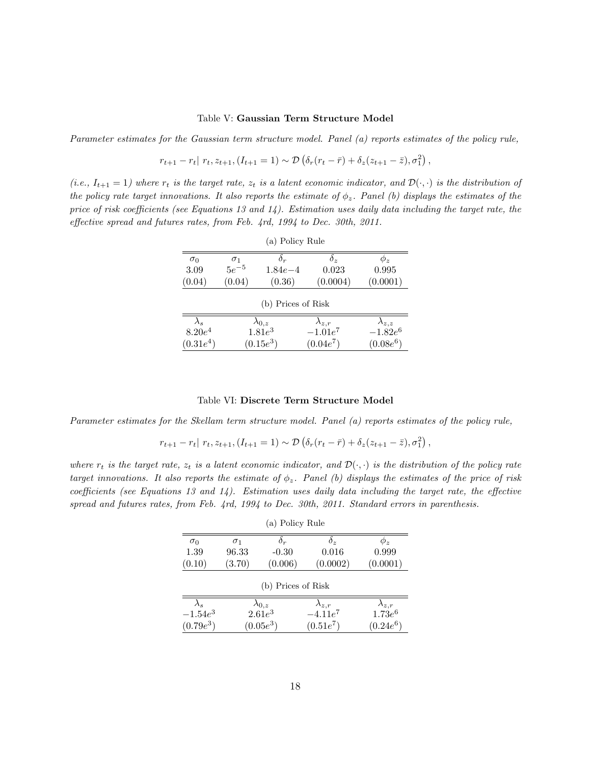Table V: **Gaussian Term Structure Model**

*Parameter estimates for the Gaussian term structure model. Panel (a) reports estimates of the policy rule,*

$$r_{t+1} - r_t|\ r_t, z_{t+1}, (I_{t+1} = 1) \sim \mathcal{D}\left(\delta_r(r_t - \bar{r}) + \delta_z(z_{t+1} - \bar{z}), \sigma_1^2\right),$$

*(i.e., $I_{t+1} = 1$) where $r_t$ is the target rate, $z_t$ is a latent economic indicator, and $\mathcal{D}(\cdot, \cdot)$ is the distribution of the policy rate target innovations. It also reports the estimate of $\phi_z$. Panel (b) displays the estimates of the price of risk coefficients (see Equations 13 and 14). Estimation uses daily data including the target rate, the effective spread and futures rates, from Feb. 4rd, 1994 to Dec. 30th, 2011.*

(a) Policy Rule

| $\sigma_0$ | $\sigma_1$ | $\delta_r$ | $\delta_z$ | $\phi_z$ |
|---|---|---|---|---|
| 3.09 | $5e^{-5}$ | $1.84e{-4}$ | 0.023 | 0.995 |
| (0.04) | (0.04) | (0.36) | (0.0004) | (0.0001) |

(b) Prices of Risk

| $\lambda_s$ | $\lambda_{0,z}$ | $\lambda_{z,r}$ | $\lambda_{z,z}$ |
|---|---|---|---|
| $8.20e^4$ | $1.81e^3$ | $-1.01e^7$ | $-1.82e^6$ |
| $(0.31e^4)$ | $(0.15e^3)$ | $(0.04e^7)$ | $(0.08e^6)$ |

Table VI: **Discrete Term Structure Model**

*Parameter estimates for the Skellam term structure model. Panel (a) reports estimates of the policy rule,*

$$r_{t+1} - r_t|\ r_t, z_{t+1}, (I_{t+1} = 1) \sim \mathcal{D}\left(\delta_r(r_t - \bar{r}) + \delta_z(z_{t+1} - \bar{z}), \sigma_1^2\right),$$

*where $r_t$ is the target rate, $z_t$ is a latent economic indicator, and $\mathcal{D}(\cdot, \cdot)$ is the distribution of the policy rate target innovations. It also reports the estimate of $\phi_z$. Panel (b) displays the estimates of the price of risk coefficients (see Equations 13 and 14). Estimation uses daily data including the target rate, the effective spread and futures rates, from Feb. 4rd, 1994 to Dec. 30th, 2011. Standard errors in parenthesis.*

(a) Policy Rule

| $\sigma_0$ | $\sigma_1$ | $\delta_r$ | $\delta_z$ | $\phi_z$ |
|---|---|---|---|---|
| 1.39 | 96.33 | -0.30 | 0.016 | 0.999 |
| (0.10) | (3.70) | (0.006) | (0.0002) | (0.0001) |

(b) Prices of Risk

| $\lambda_s$ | $\lambda_{0,z}$ | $\lambda_{z,r}$ | $\lambda_{z,r}$ |
|---|---|---|---|
| $-1.54e^3$ | $2.61e^3$ | $-4.11e^7$ | $1.73e^6$ |
| $(0.79e^3)$ | $(0.05e^3)$ | $(0.51e^7)$ | $(0.24e^6)$ |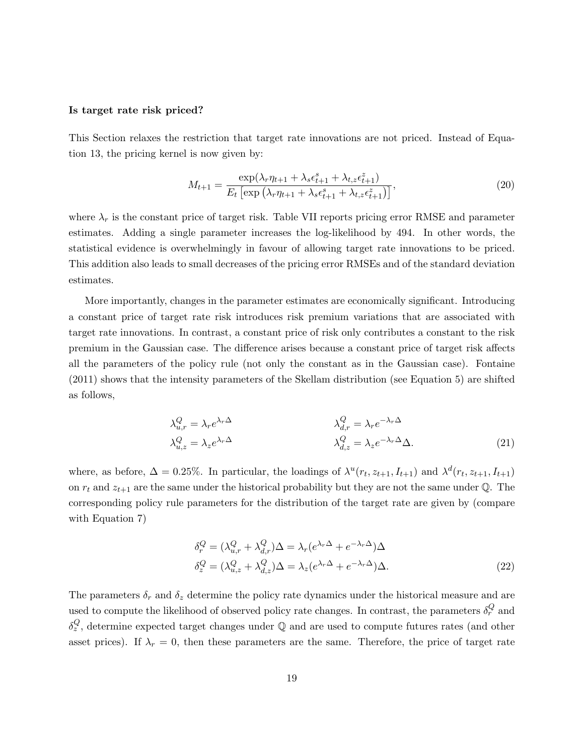**Is target rate risk priced?**

This Section relaxes the restriction that target rate innovations are not priced. Instead of Equation 13, the pricing kernel is now given by:

$$M_{t+1} = \frac{\exp(\lambda_r \eta_{t+1} + \lambda_s \epsilon^s_{t+1} + \lambda_{t,z} \epsilon^z_{t+1})}{E_t \left[\exp\left(\lambda_r \eta_{t+1} + \lambda_s \epsilon^s_{t+1} + \lambda_{t,z} \epsilon^z_{t+1}\right)\right]}, \tag{20}$$

where $\lambda_r$ is the constant price of target risk. Table VII reports pricing error RMSE and parameter estimates. Adding a single parameter increases the log-likelihood by 494. In other words, the statistical evidence is overwhelmingly in favour of allowing target rate innovations to be priced. This addition also leads to small decreases of the pricing error RMSEs and of the standard deviation estimates.

More importantly, changes in the parameter estimates are economically significant. Introducing a constant price of target rate risk introduces risk premium variations that are associated with target rate innovations. In contrast, a constant price of risk only contributes a constant to the risk premium in the Gaussian case. The difference arises because a constant price of target risk affects all the parameters of the policy rule (not only the constant as in the Gaussian case). Fontaine (2011) shows that the intensity parameters of the Skellam distribution (see Equation 5) are shifted as follows,

$$\begin{aligned} \lambda^Q_{u,r} &= \lambda_r e^{\lambda_r \Delta} & \qquad \lambda^Q_{d,r} &= \lambda_r e^{-\lambda_r \Delta} \\ \lambda^Q_{u,z} &= \lambda_z e^{\lambda_r \Delta} & \qquad \lambda^Q_{d,z} &= \lambda_z e^{-\lambda_r \Delta} \Delta. \end{aligned} \tag{21}$$

where, as before, $\Delta = 0.25\%$. In particular, the loadings of $\lambda^u(r_t, z_{t+1}, I_{t+1})$ and $\lambda^d(r_t, z_{t+1}, I_{t+1})$ on $r_t$ and $z_{t+1}$ are the same under the historical probability but they are not the same under $\mathbb{Q}$. The corresponding policy rule parameters for the distribution of the target rate are given by (compare with Equation 7)

$$\begin{aligned} \delta^Q_r &= (\lambda^Q_{u,r} + \lambda^Q_{d,r})\Delta = \lambda_r (e^{\lambda_r \Delta} + e^{-\lambda_r \Delta})\Delta \\ \delta^Q_z &= (\lambda^Q_{u,z} + \lambda^Q_{d,z})\Delta = \lambda_z (e^{\lambda_r \Delta} + e^{-\lambda_r \Delta})\Delta. \end{aligned} \tag{22}$$

The parameters $\delta_r$ and $\delta_z$ determine the policy rate dynamics under the historical measure and are used to compute the likelihood of observed policy rate changes. In contrast, the parameters $\delta^Q_r$ and $\delta^Q_z$, determine expected target changes under $\mathbb{Q}$ and are used to compute futures rates (and other asset prices). If $\lambda_r = 0$, then these parameters are the same. Therefore, the price of target rate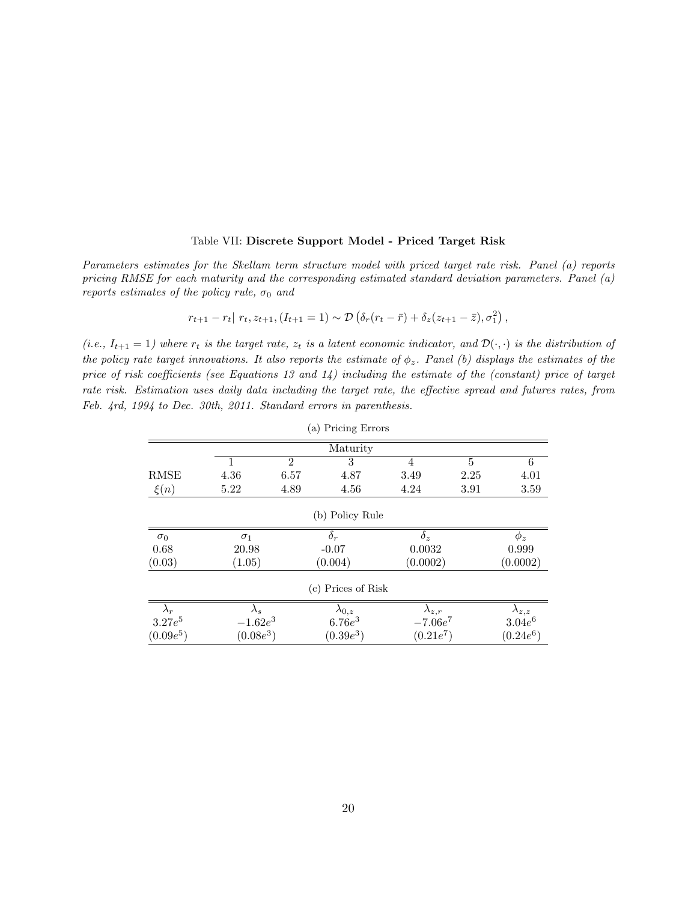Table VII: **Discrete Support Model - Priced Target Risk**

*Parameters estimates for the Skellam term structure model with priced target rate risk. Panel (a) reports pricing RMSE for each maturity and the corresponding estimated standard deviation parameters. Panel (a) reports estimates of the policy rule, $\sigma_0$ and*

$$r_{t+1} - r_t | \; r_t, z_{t+1}, (I_{t+1} = 1) \sim \mathcal{D}\left(\delta_r(r_t - \bar{r}) + \delta_z(z_{t+1} - \bar{z}), \sigma_1^2\right),$$

*(i.e., $I_{t+1} = 1$) where $r_t$ is the target rate, $z_t$ is a latent economic indicator, and $\mathcal{D}(\cdot, \cdot)$ is the distribution of the policy rate target innovations. It also reports the estimate of $\phi_z$. Panel (b) displays the estimates of the price of risk coefficients (see Equations 13 and 14) including the estimate of the (constant) price of target rate risk. Estimation uses daily data including the target rate, the effective spread and futures rates, from Feb. 4rd, 1994 to Dec. 30th, 2011. Standard errors in parenthesis.*

(a) Pricing Errors

| | Maturity | | | | | |
|---|---|---|---|---|---|---|
| | 1 | 2 | 3 | 4 | 5 | 6 |
| RMSE | 4.36 | 6.57 | 4.87 | 3.49 | 2.25 | 4.01 |
| $\xi(n)$ | 5.22 | 4.89 | 4.56 | 4.24 | 3.91 | 3.59 |

(b) Policy Rule

| $\sigma_0$ | $\sigma_1$ | $\delta_r$ | $\delta_z$ | $\phi_z$ |
|---|---|---|---|---|
| 0.68 | 20.98 | -0.07 | 0.0032 | 0.999 |
| (0.03) | (1.05) | (0.004) | (0.0002) | (0.0002) |

(c) Prices of Risk

| $\lambda_r$ | $\lambda_s$ | $\lambda_{0,z}$ | $\lambda_{z,r}$ | $\lambda_{z,z}$ |
|---|---|---|---|---|
| $3.27e^5$ | $-1.62e^3$ | $6.76e^3$ | $-7.06e^7$ | $3.04e^6$ |
| $(0.09e^5)$ | $(0.08e^3)$ | $(0.39e^3)$ | $(0.21e^7)$ | $(0.24e^6)$ |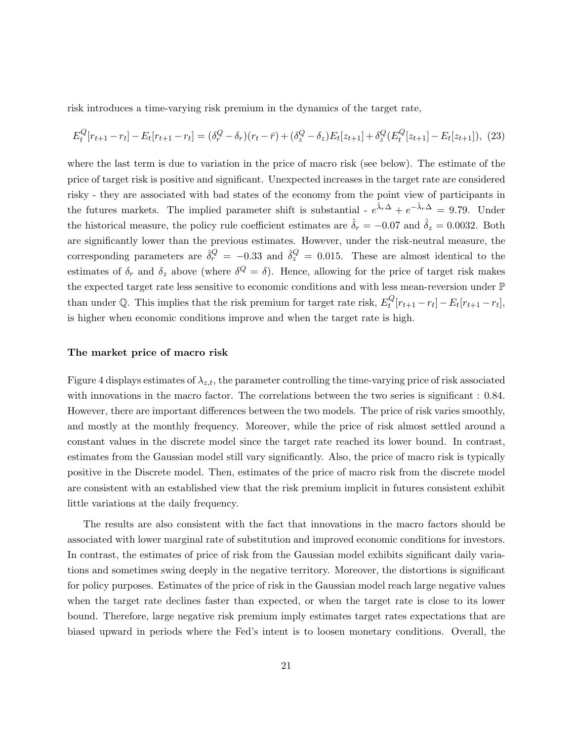risk introduces a time-varying risk premium in the dynamics of the target rate,

$$E_t^Q[r_{t+1} - r_t] - E_t[r_{t+1} - r_t] = (\delta_r^Q - \delta_r)(r_t - \bar{r}) + (\delta_z^Q - \delta_z)E_t[z_{t+1}] + \delta_z^Q(E_t^Q[z_{t+1}] - E_t[z_{t+1}]), \quad (23)$$

where the last term is due to variation in the price of macro risk (see below). The estimate of the price of target risk is positive and significant. Unexpected increases in the target rate are considered risky - they are associated with bad states of the economy from the point view of participants in the futures markets. The implied parameter shift is substantial - $e^{\hat{\lambda}_r \Delta} + e^{-\hat{\lambda}_r \Delta} = 9.79$. Under the historical measure, the policy rule coefficient estimates are $\hat{\delta}_r = -0.07$ and $\hat{\delta}_z = 0.0032$. Both are significantly lower than the previous estimates. However, under the risk-neutral measure, the corresponding parameters are $\hat{\delta}_r^Q = -0.33$ and $\hat{\delta}_z^Q = 0.015$. These are almost identical to the estimates of $\delta_r$ and $\delta_z$ above (where $\delta^Q = \delta$). Hence, allowing for the price of target risk makes the expected target rate less sensitive to economic conditions and with less mean-reversion under $\mathbb{P}$ than under $\mathbb{Q}$. This implies that the risk premium for target rate risk, $E_t^Q[r_{t+1} - r_t] - E_t[r_{t+1} - r_t]$, is higher when economic conditions improve and when the target rate is high.

**The market price of macro risk**

Figure 4 displays estimates of $\lambda_{z,t}$, the parameter controlling the time-varying price of risk associated with innovations in the macro factor. The correlations between the two series is significant : 0.84. However, there are important differences between the two models. The price of risk varies smoothly, and mostly at the monthly frequency. Moreover, while the price of risk almost settled around a constant values in the discrete model since the target rate reached its lower bound. In contrast, estimates from the Gaussian model still vary significantly. Also, the price of macro risk is typically positive in the Discrete model. Then, estimates of the price of macro risk from the discrete model are consistent with an established view that the risk premium implicit in futures consistent exhibit little variations at the daily frequency.

The results are also consistent with the fact that innovations in the macro factors should be associated with lower marginal rate of substitution and improved economic conditions for investors. In contrast, the estimates of price of risk from the Gaussian model exhibits significant daily variations and sometimes swing deeply in the negative territory. Moreover, the distortions is significant for policy purposes. Estimates of the price of risk in the Gaussian model reach large negative values when the target rate declines faster than expected, or when the target rate is close to its lower bound. Therefore, large negative risk premium imply estimates target rates expectations that are biased upward in periods where the Fed's intent is to loosen monetary conditions. Overall, the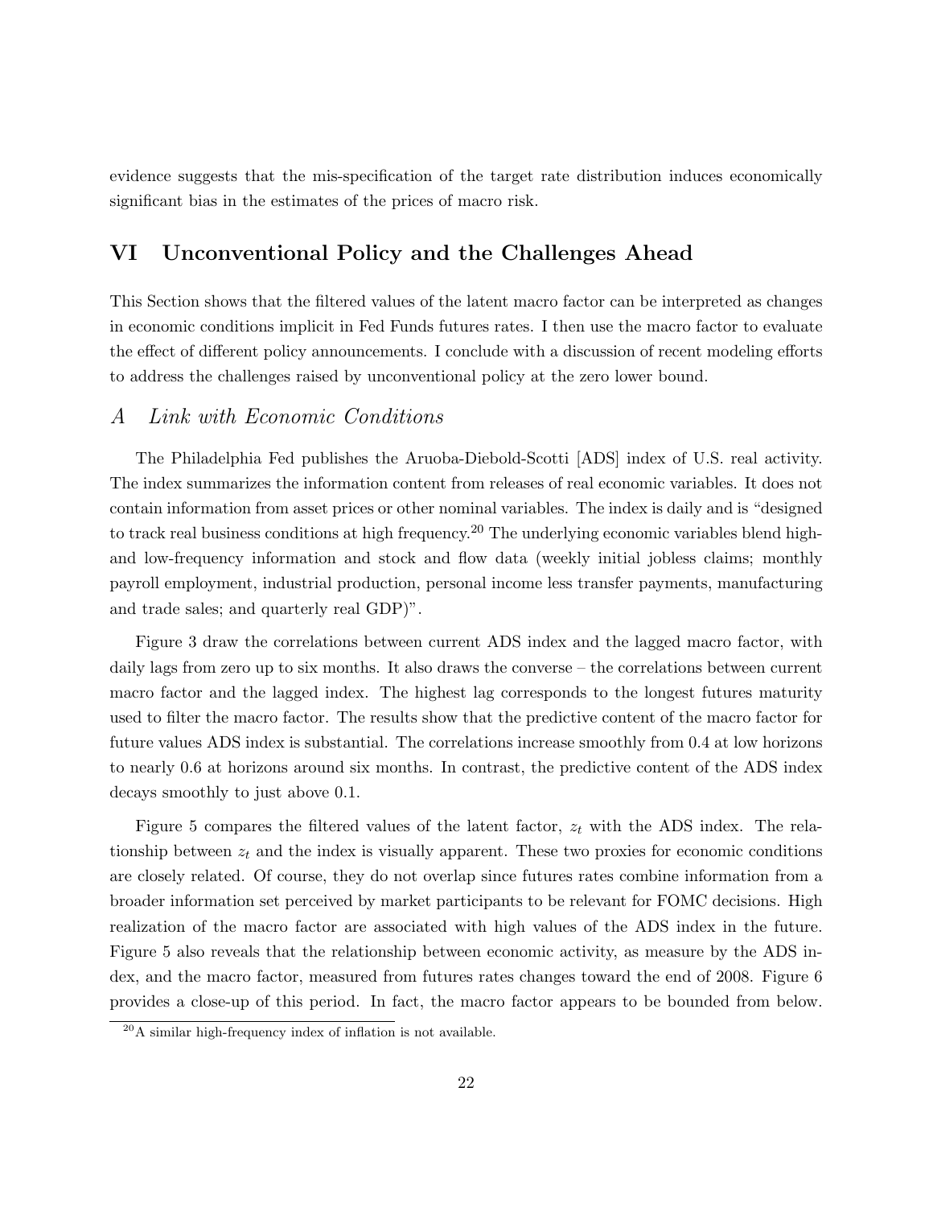evidence suggests that the mis-specification of the target rate distribution induces economically significant bias in the estimates of the prices of macro risk.

# VI Unconventional Policy and the Challenges Ahead

This Section shows that the filtered values of the latent macro factor can be interpreted as changes in economic conditions implicit in Fed Funds futures rates. I then use the macro factor to evaluate the effect of different policy announcements. I conclude with a discussion of recent modeling efforts to address the challenges raised by unconventional policy at the zero lower bound.

## *A Link with Economic Conditions*

The Philadelphia Fed publishes the Aruoba-Diebold-Scotti [ADS] index of U.S. real activity. The index summarizes the information content from releases of real economic variables. It does not contain information from asset prices or other nominal variables. The index is daily and is "designed to track real business conditions at high frequency.[20] The underlying economic variables blend high- and low-frequency information and stock and flow data (weekly initial jobless claims; monthly payroll employment, industrial production, personal income less transfer payments, manufacturing and trade sales; and quarterly real GDP)".

Figure 3 draw the correlations between current ADS index and the lagged macro factor, with daily lags from zero up to six months. It also draws the converse – the correlations between current macro factor and the lagged index. The highest lag corresponds to the longest futures maturity used to filter the macro factor. The results show that the predictive content of the macro factor for future values ADS index is substantial. The correlations increase smoothly from 0.4 at low horizons to nearly 0.6 at horizons around six months. In contrast, the predictive content of the ADS index decays smoothly to just above 0.1.

Figure 5 compares the filtered values of the latent factor, $z_t$ with the ADS index. The relationship between $z_t$ and the index is visually apparent. These two proxies for economic conditions are closely related. Of course, they do not overlap since futures rates combine information from a broader information set perceived by market participants to be relevant for FOMC decisions. High realization of the macro factor are associated with high values of the ADS index in the future. Figure 5 also reveals that the relationship between economic activity, as measure by the ADS index, and the macro factor, measured from futures rates changes toward the end of 2008. Figure 6 provides a close-up of this period. In fact, the macro factor appears to be bounded from below.

[20] A similar high-frequency index of inflation is not available.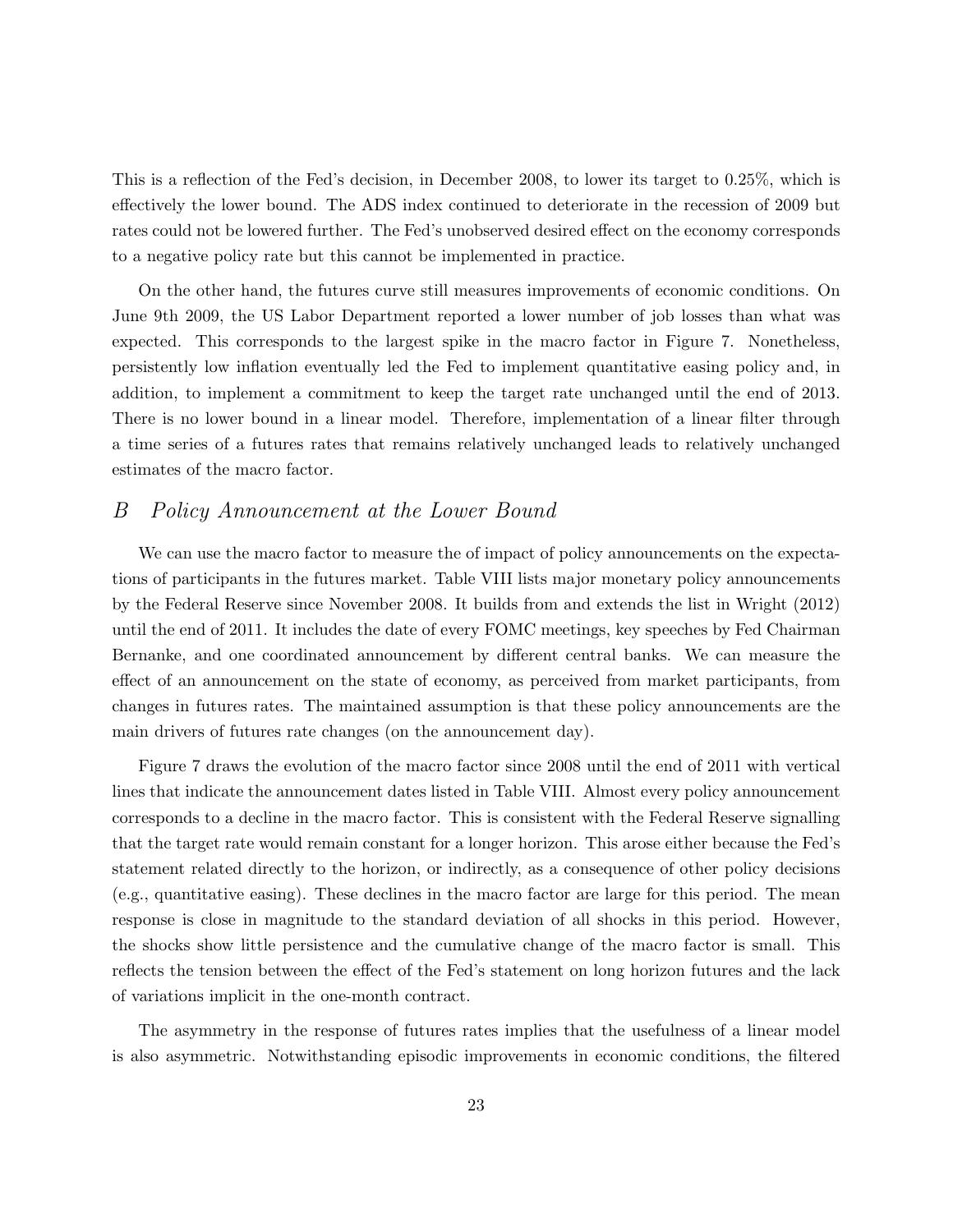This is a reflection of the Fed's decision, in December 2008, to lower its target to 0.25%, which is effectively the lower bound. The ADS index continued to deteriorate in the recession of 2009 but rates could not be lowered further. The Fed's unobserved desired effect on the economy corresponds to a negative policy rate but this cannot be implemented in practice.

On the other hand, the futures curve still measures improvements of economic conditions. On June 9th 2009, the US Labor Department reported a lower number of job losses than what was expected. This corresponds to the largest spike in the macro factor in Figure 7. Nonetheless, persistently low inflation eventually led the Fed to implement quantitative easing policy and, in addition, to implement a commitment to keep the target rate unchanged until the end of 2013. There is no lower bound in a linear model. Therefore, implementation of a linear filter through a time series of a futures rates that remains relatively unchanged leads to relatively unchanged estimates of the macro factor.

## B *Policy Announcement at the Lower Bound*

We can use the macro factor to measure the of impact of policy announcements on the expectations of participants in the futures market. Table VIII lists major monetary policy announcements by the Federal Reserve since November 2008. It builds from and extends the list in Wright (2012) until the end of 2011. It includes the date of every FOMC meetings, key speeches by Fed Chairman Bernanke, and one coordinated announcement by different central banks. We can measure the effect of an announcement on the state of economy, as perceived from market participants, from changes in futures rates. The maintained assumption is that these policy announcements are the main drivers of futures rate changes (on the announcement day).

Figure 7 draws the evolution of the macro factor since 2008 until the end of 2011 with vertical lines that indicate the announcement dates listed in Table VIII. Almost every policy announcement corresponds to a decline in the macro factor. This is consistent with the Federal Reserve signalling that the target rate would remain constant for a longer horizon. This arose either because the Fed's statement related directly to the horizon, or indirectly, as a consequence of other policy decisions (e.g., quantitative easing). These declines in the macro factor are large for this period. The mean response is close in magnitude to the standard deviation of all shocks in this period. However, the shocks show little persistence and the cumulative change of the macro factor is small. This reflects the tension between the effect of the Fed's statement on long horizon futures and the lack of variations implicit in the one-month contract.

The asymmetry in the response of futures rates implies that the usefulness of a linear model is also asymmetric. Notwithstanding episodic improvements in economic conditions, the filtered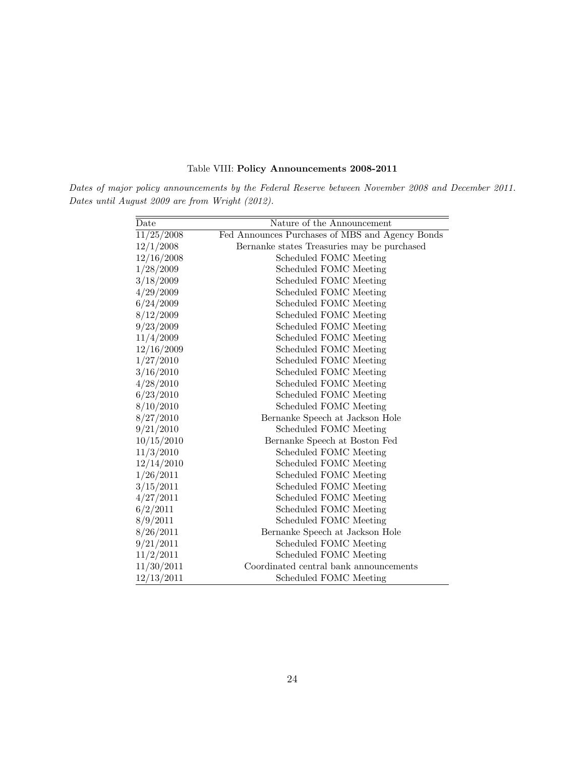Table VIII: **Policy Announcements 2008-2011**

*Dates of major policy announcements by the Federal Reserve between November 2008 and December 2011. Dates until August 2009 are from Wright (2012).*

| Date | Nature of the Announcement |
|---|---|
| 11/25/2008 | Fed Announces Purchases of MBS and Agency Bonds |
| 12/1/2008 | Bernanke states Treasuries may be purchased |
| 12/16/2008 | Scheduled FOMC Meeting |
| 1/28/2009 | Scheduled FOMC Meeting |
| 3/18/2009 | Scheduled FOMC Meeting |
| 4/29/2009 | Scheduled FOMC Meeting |
| 6/24/2009 | Scheduled FOMC Meeting |
| 8/12/2009 | Scheduled FOMC Meeting |
| 9/23/2009 | Scheduled FOMC Meeting |
| 11/4/2009 | Scheduled FOMC Meeting |
| 12/16/2009 | Scheduled FOMC Meeting |
| 1/27/2010 | Scheduled FOMC Meeting |
| 3/16/2010 | Scheduled FOMC Meeting |
| 4/28/2010 | Scheduled FOMC Meeting |
| 6/23/2010 | Scheduled FOMC Meeting |
| 8/10/2010 | Scheduled FOMC Meeting |
| 8/27/2010 | Bernanke Speech at Jackson Hole |
| 9/21/2010 | Scheduled FOMC Meeting |
| 10/15/2010 | Bernanke Speech at Boston Fed |
| 11/3/2010 | Scheduled FOMC Meeting |
| 12/14/2010 | Scheduled FOMC Meeting |
| 1/26/2011 | Scheduled FOMC Meeting |
| 3/15/2011 | Scheduled FOMC Meeting |
| 4/27/2011 | Scheduled FOMC Meeting |
| 6/2/2011 | Scheduled FOMC Meeting |
| 8/9/2011 | Scheduled FOMC Meeting |
| 8/26/2011 | Bernanke Speech at Jackson Hole |
| 9/21/2011 | Scheduled FOMC Meeting |
| 11/2/2011 | Scheduled FOMC Meeting |
| 11/30/2011 | Coordinated central bank announcements |
| 12/13/2011 | Scheduled FOMC Meeting |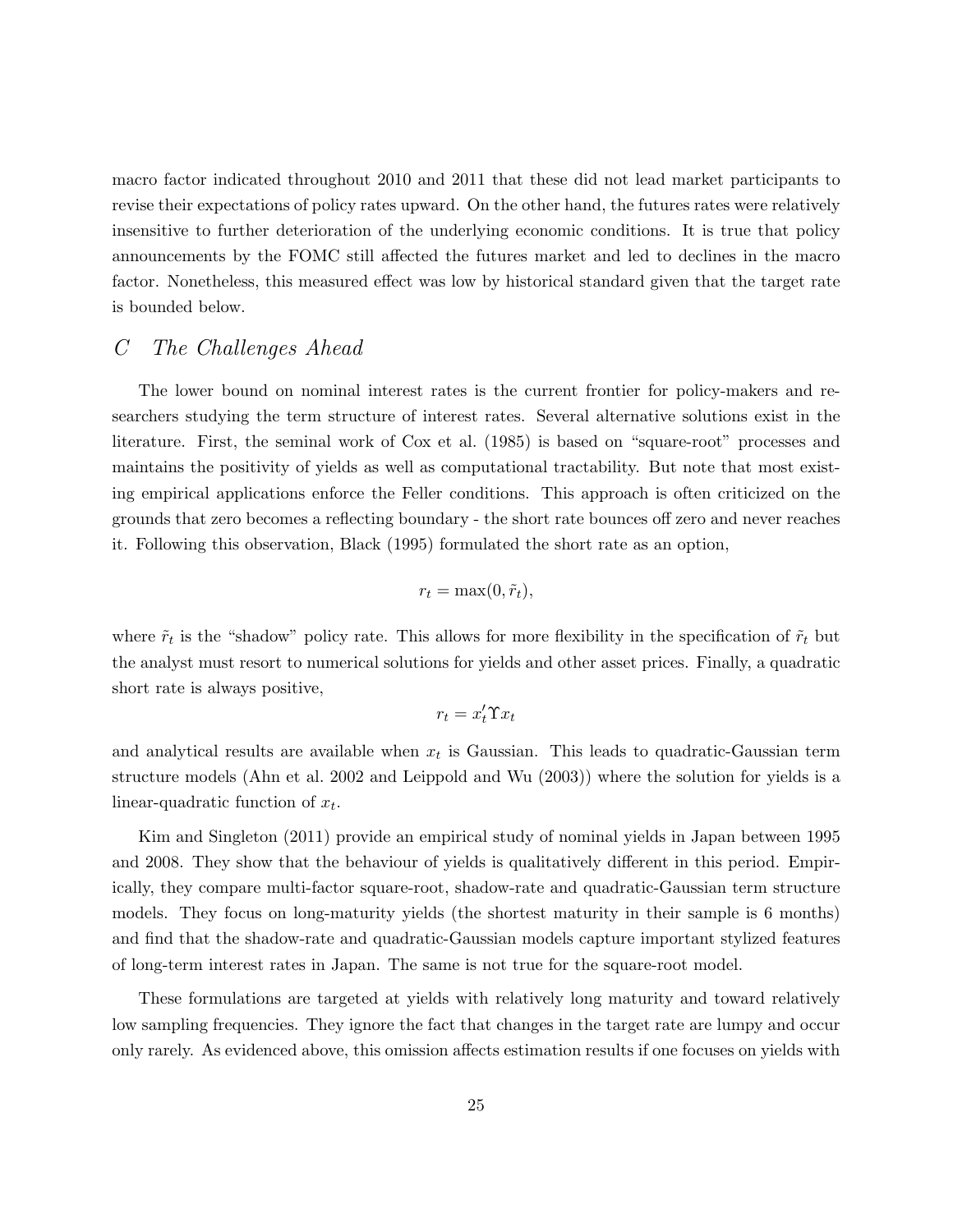macro factor indicated throughout 2010 and 2011 that these did not lead market participants to revise their expectations of policy rates upward. On the other hand, the futures rates were relatively insensitive to further deterioration of the underlying economic conditions. It is true that policy announcements by the FOMC still affected the futures market and led to declines in the macro factor. Nonetheless, this measured effect was low by historical standard given that the target rate is bounded below.

## *C The Challenges Ahead*

The lower bound on nominal interest rates is the current frontier for policy-makers and researchers studying the term structure of interest rates. Several alternative solutions exist in the literature. First, the seminal work of Cox et al. (1985) is based on "square-root" processes and maintains the positivity of yields as well as computational tractability. But note that most existing empirical applications enforce the Feller conditions. This approach is often criticized on the grounds that zero becomes a reflecting boundary - the short rate bounces off zero and never reaches it. Following this observation, Black (1995) formulated the short rate as an option,

$$r_t = \max(0, \tilde{r}_t),$$

where $\tilde{r}_t$ is the "shadow" policy rate. This allows for more flexibility in the specification of $\tilde{r}_t$ but the analyst must resort to numerical solutions for yields and other asset prices. Finally, a quadratic short rate is always positive,

$$r_t = x_t' \Upsilon x_t$$

and analytical results are available when $x_t$ is Gaussian. This leads to quadratic-Gaussian term structure models (Ahn et al. 2002 and Leippold and Wu (2003)) where the solution for yields is a linear-quadratic function of $x_t$.

Kim and Singleton (2011) provide an empirical study of nominal yields in Japan between 1995 and 2008. They show that the behaviour of yields is qualitatively different in this period. Empirically, they compare multi-factor square-root, shadow-rate and quadratic-Gaussian term structure models. They focus on long-maturity yields (the shortest maturity in their sample is 6 months) and find that the shadow-rate and quadratic-Gaussian models capture important stylized features of long-term interest rates in Japan. The same is not true for the square-root model.

These formulations are targeted at yields with relatively long maturity and toward relatively low sampling frequencies. They ignore the fact that changes in the target rate are lumpy and occur only rarely. As evidenced above, this omission affects estimation results if one focuses on yields with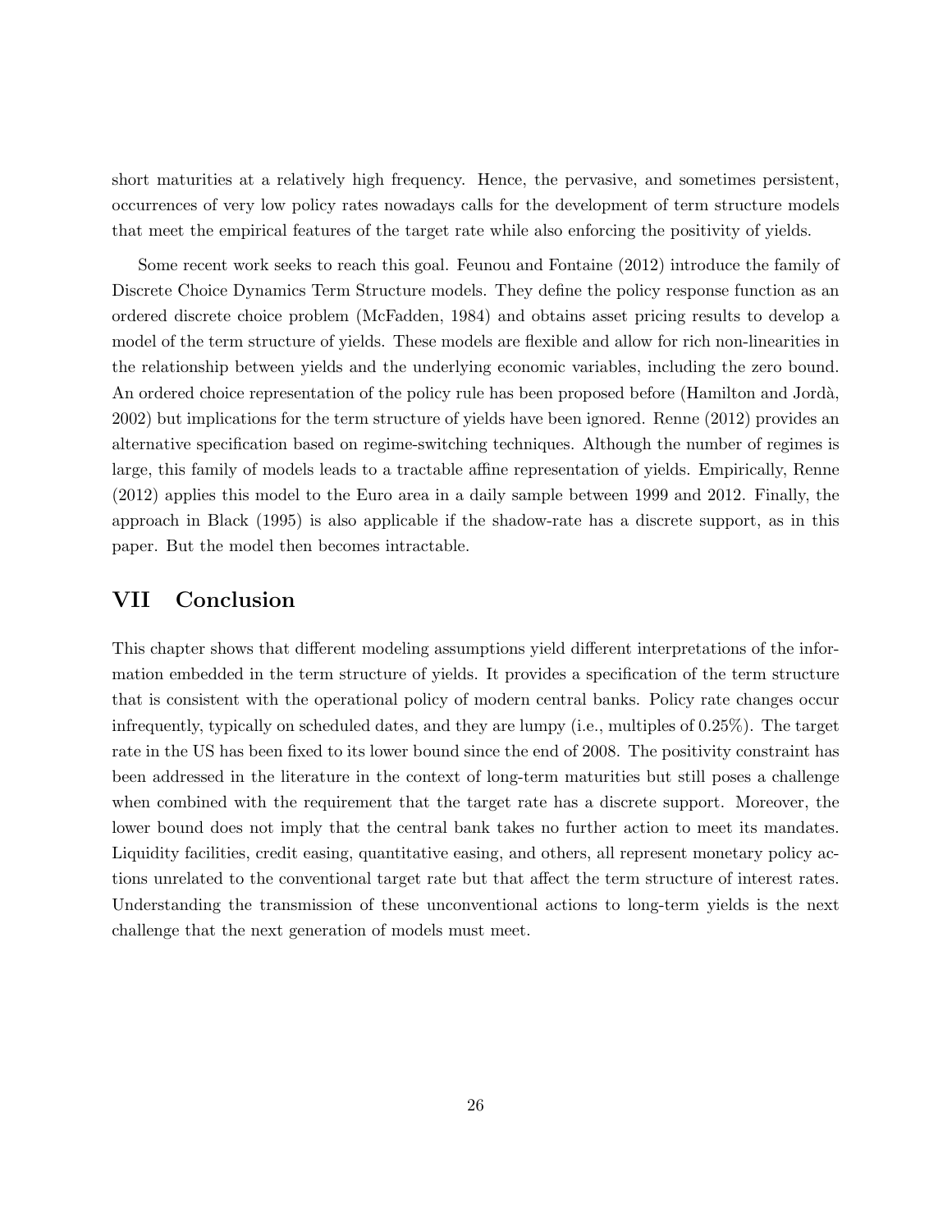short maturities at a relatively high frequency. Hence, the pervasive, and sometimes persistent, occurrences of very low policy rates nowadays calls for the development of term structure models that meet the empirical features of the target rate while also enforcing the positivity of yields.

Some recent work seeks to reach this goal. Feunou and Fontaine (2012) introduce the family of Discrete Choice Dynamics Term Structure models. They define the policy response function as an ordered discrete choice problem (McFadden, 1984) and obtains asset pricing results to develop a model of the term structure of yields. These models are flexible and allow for rich non-linearities in the relationship between yields and the underlying economic variables, including the zero bound. An ordered choice representation of the policy rule has been proposed before (Hamilton and Jordà, 2002) but implications for the term structure of yields have been ignored. Renne (2012) provides an alternative specification based on regime-switching techniques. Although the number of regimes is large, this family of models leads to a tractable affine representation of yields. Empirically, Renne (2012) applies this model to the Euro area in a daily sample between 1999 and 2012. Finally, the approach in Black (1995) is also applicable if the shadow-rate has a discrete support, as in this paper. But the model then becomes intractable.

## VII Conclusion

This chapter shows that different modeling assumptions yield different interpretations of the information embedded in the term structure of yields. It provides a specification of the term structure that is consistent with the operational policy of modern central banks. Policy rate changes occur infrequently, typically on scheduled dates, and they are lumpy (i.e., multiples of 0.25%). The target rate in the US has been fixed to its lower bound since the end of 2008. The positivity constraint has been addressed in the literature in the context of long-term maturities but still poses a challenge when combined with the requirement that the target rate has a discrete support. Moreover, the lower bound does not imply that the central bank takes no further action to meet its mandates. Liquidity facilities, credit easing, quantitative easing, and others, all represent monetary policy actions unrelated to the conventional target rate but that affect the term structure of interest rates. Understanding the transmission of these unconventional actions to long-term yields is the next challenge that the next generation of models must meet.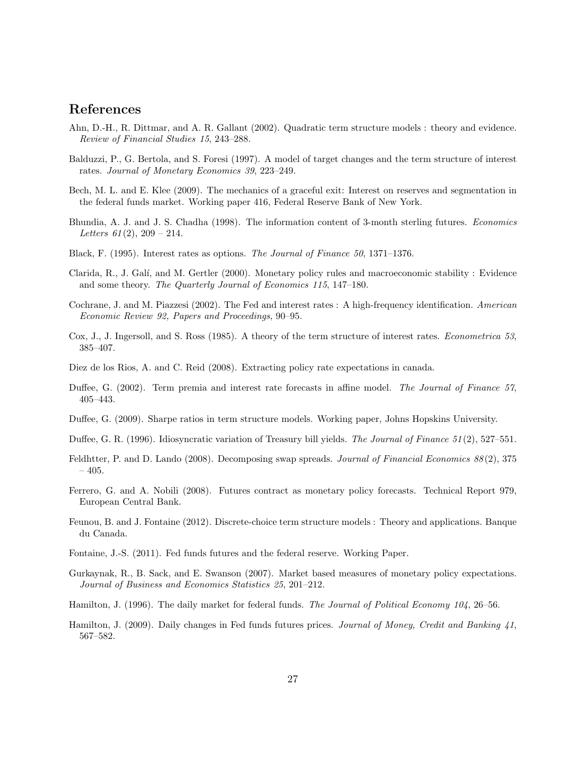## References

Ahn, D.-H., R. Dittmar, and A. R. Gallant (2002). Quadratic term structure models : theory and evidence. *Review of Financial Studies 15*, 243–288.

Balduzzi, P., G. Bertola, and S. Foresi (1997). A model of target changes and the term structure of interest rates. *Journal of Monetary Economics 39*, 223–249.

Bech, M. L. and E. Klee (2009). The mechanics of a graceful exit: Interest on reserves and segmentation in the federal funds market. Working paper 416, Federal Reserve Bank of New York.

Bhundia, A. J. and J. S. Chadha (1998). The information content of 3-month sterling futures. *Economics Letters 61*(2), 209 – 214.

Black, F. (1995). Interest rates as options. *The Journal of Finance 50*, 1371–1376.

Clarida, R., J. Galí, and M. Gertler (2000). Monetary policy rules and macroeconomic stability : Evidence and some theory. *The Quarterly Journal of Economics 115*, 147–180.

Cochrane, J. and M. Piazzesi (2002). The Fed and interest rates : A high-frequency identification. *American Economic Review 92, Papers and Proceedings*, 90–95.

Cox, J., J. Ingersoll, and S. Ross (1985). A theory of the term structure of interest rates. *Econometrica 53*, 385–407.

Diez de los Rios, A. and C. Reid (2008). Extracting policy rate expectations in canada.

Duffee, G. (2002). Term premia and interest rate forecasts in affine model. *The Journal of Finance 57*, 405–443.

Duffee, G. (2009). Sharpe ratios in term structure models. Working paper, Johns Hopskins University.

Duffee, G. R. (1996). Idiosyncratic variation of Treasury bill yields. *The Journal of Finance 51*(2), 527–551.

Feldhtter, P. and D. Lando (2008). Decomposing swap spreads. *Journal of Financial Economics 88*(2), 375 – 405.

Ferrero, G. and A. Nobili (2008). Futures contract as monetary policy forecasts. Technical Report 979, European Central Bank.

Feunou, B. and J. Fontaine (2012). Discrete-choice term structure models : Theory and applications. Banque du Canada.

Fontaine, J.-S. (2011). Fed funds futures and the federal reserve. Working Paper.

Gurkaynak, R., B. Sack, and E. Swanson (2007). Market based measures of monetary policy expectations. *Journal of Business and Economics Statistics 25*, 201–212.

Hamilton, J. (1996). The daily market for federal funds. *The Journal of Political Economy 104*, 26–56.

Hamilton, J. (2009). Daily changes in Fed funds futures prices. *Journal of Money, Credit and Banking 41*, 567–582.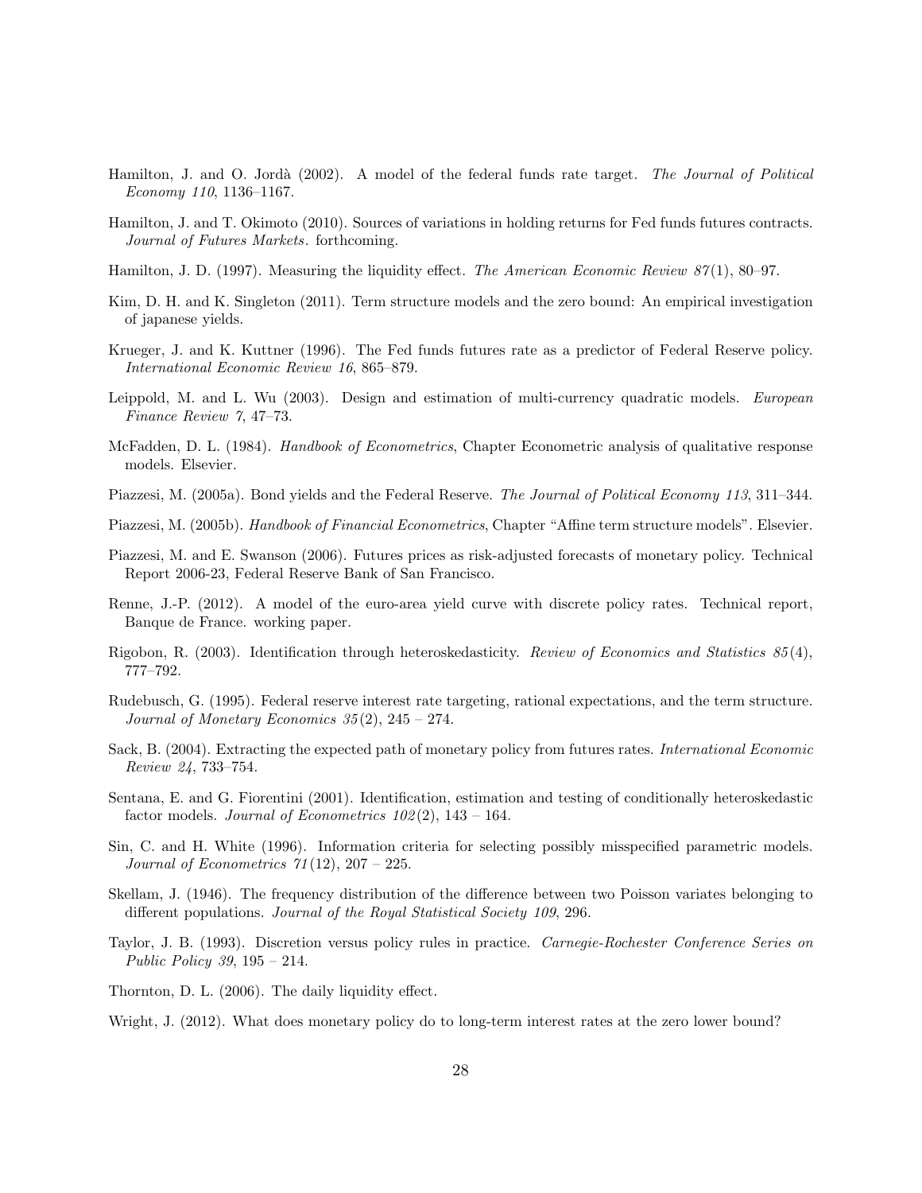Hamilton, J. and O. Jordà (2002). A model of the federal funds rate target. *The Journal of Political Economy 110*, 1136–1167.

Hamilton, J. and T. Okimoto (2010). Sources of variations in holding returns for Fed funds futures contracts. *Journal of Futures Markets*. forthcoming.

Hamilton, J. D. (1997). Measuring the liquidity effect. *The American Economic Review 87*(1), 80–97.

Kim, D. H. and K. Singleton (2011). Term structure models and the zero bound: An empirical investigation of japanese yields.

Krueger, J. and K. Kuttner (1996). The Fed funds futures rate as a predictor of Federal Reserve policy. *International Economic Review 16*, 865–879.

Leippold, M. and L. Wu (2003). Design and estimation of multi-currency quadratic models. *European Finance Review 7*, 47–73.

McFadden, D. L. (1984). *Handbook of Econometrics*, Chapter Econometric analysis of qualitative response models. Elsevier.

Piazzesi, M. (2005a). Bond yields and the Federal Reserve. *The Journal of Political Economy 113*, 311–344.

Piazzesi, M. (2005b). *Handbook of Financial Econometrics*, Chapter "Affine term structure models". Elsevier.

Piazzesi, M. and E. Swanson (2006). Futures prices as risk-adjusted forecasts of monetary policy. Technical Report 2006-23, Federal Reserve Bank of San Francisco.

Renne, J.-P. (2012). A model of the euro-area yield curve with discrete policy rates. Technical report, Banque de France. working paper.

Rigobon, R. (2003). Identification through heteroskedasticity. *Review of Economics and Statistics 85*(4), 777–792.

Rudebusch, G. (1995). Federal reserve interest rate targeting, rational expectations, and the term structure. *Journal of Monetary Economics 35*(2), 245 – 274.

Sack, B. (2004). Extracting the expected path of monetary policy from futures rates. *International Economic Review 24*, 733–754.

Sentana, E. and G. Fiorentini (2001). Identification, estimation and testing of conditionally heteroskedastic factor models. *Journal of Econometrics 102*(2), 143 – 164.

Sin, C. and H. White (1996). Information criteria for selecting possibly misspecified parametric models. *Journal of Econometrics 71*(12), 207 – 225.

Skellam, J. (1946). The frequency distribution of the difference between two Poisson variates belonging to different populations. *Journal of the Royal Statistical Society 109*, 296.

Taylor, J. B. (1993). Discretion versus policy rules in practice. *Carnegie-Rochester Conference Series on Public Policy 39*, 195 – 214.

Thornton, D. L. (2006). The daily liquidity effect.

Wright, J. (2012). What does monetary policy do to long-term interest rates at the zero lower bound?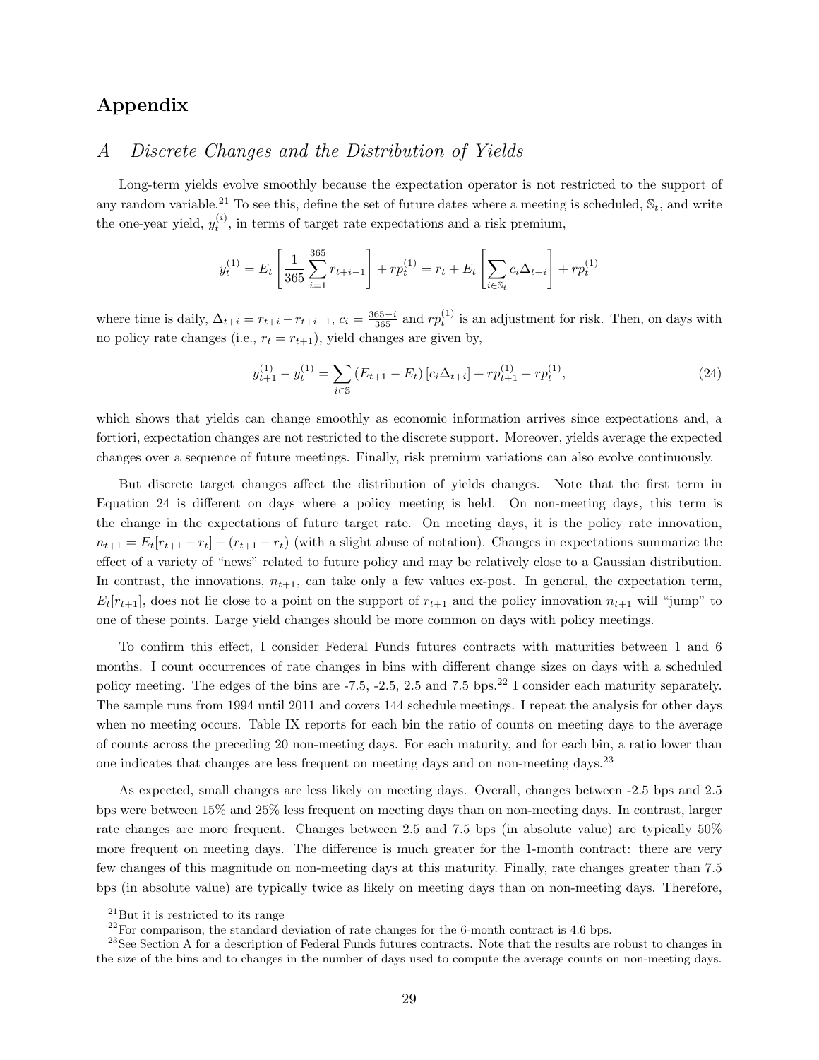# Appendix

## A Discrete Changes and the Distribution of Yields

Long-term yields evolve smoothly because the expectation operator is not restricted to the support of any random variable.[21] To see this, define the set of future dates where a meeting is scheduled, $\mathbb{S}_t$, and write the one-year yield, $y_t^{(i)}$, in terms of target rate expectations and a risk premium,

$$y_t^{(1)} = E_t\left[\frac{1}{365}\sum_{i=1}^{365} r_{t+i-1}\right] + rp_t^{(1)} = r_t + E_t\left[\sum_{i\in\mathbb{S}_t} c_i \Delta_{t+i}\right] + rp_t^{(1)}$$

where time is daily, $\Delta_{t+i} = r_{t+i} - r_{t+i-1}$, $c_i = \frac{365-i}{365}$ and $rp_t^{(1)}$ is an adjustment for risk. Then, on days with no policy rate changes (i.e., $r_t = r_{t+1}$), yield changes are given by,

$$y_{t+1}^{(1)} - y_t^{(1)} = \sum_{i\in\mathbb{S}} (E_{t+1} - E_t)\left[c_i \Delta_{t+i}\right] + rp_{t+1}^{(1)} - rp_t^{(1)}, \tag{24}$$

which shows that yields can change smoothly as economic information arrives since expectations and, a fortiori, expectation changes are not restricted to the discrete support. Moreover, yields average the expected changes over a sequence of future meetings. Finally, risk premium variations can also evolve continuously.

But discrete target changes affect the distribution of yields changes. Note that the first term in Equation 24 is different on days where a policy meeting is held. On non-meeting days, this term is the change in the expectations of future target rate. On meeting days, it is the policy rate innovation, $n_{t+1} = E_t[r_{t+1} - r_t] - (r_{t+1} - r_t)$ (with a slight abuse of notation). Changes in expectations summarize the effect of a variety of "news" related to future policy and may be relatively close to a Gaussian distribution. In contrast, the innovations, $n_{t+1}$, can take only a few values ex-post. In general, the expectation term, $E_t[r_{t+1}]$, does not lie close to a point on the support of $r_{t+1}$ and the policy innovation $n_{t+1}$ will "jump" to one of these points. Large yield changes should be more common on days with policy meetings.

To confirm this effect, I consider Federal Funds futures contracts with maturities between 1 and 6 months. I count occurrences of rate changes in bins with different change sizes on days with a scheduled policy meeting. The edges of the bins are -7.5, -2.5, 2.5 and 7.5 bps.[22] I consider each maturity separately. The sample runs from 1994 until 2011 and covers 144 schedule meetings. I repeat the analysis for other days when no meeting occurs. Table IX reports for each bin the ratio of counts on meeting days to the average of counts across the preceding 20 non-meeting days. For each maturity, and for each bin, a ratio lower than one indicates that changes are less frequent on meeting days and on non-meeting days.[23]

As expected, small changes are less likely on meeting days. Overall, changes between -2.5 bps and 2.5 bps were between 15% and 25% less frequent on meeting days than on non-meeting days. In contrast, larger rate changes are more frequent. Changes between 2.5 and 7.5 bps (in absolute value) are typically 50% more frequent on meeting days. The difference is much greater for the 1-month contract: there are very few changes of this magnitude on non-meeting days at this maturity. Finally, rate changes greater than 7.5 bps (in absolute value) are typically twice as likely on meeting days than on non-meeting days. Therefore,

[21] But it is restricted to its range

[22] For comparison, the standard deviation of rate changes for the 6-month contract is 4.6 bps.

[23] See Section A for a description of Federal Funds futures contracts. Note that the results are robust to changes in the size of the bins and to changes in the number of days used to compute the average counts on non-meeting days.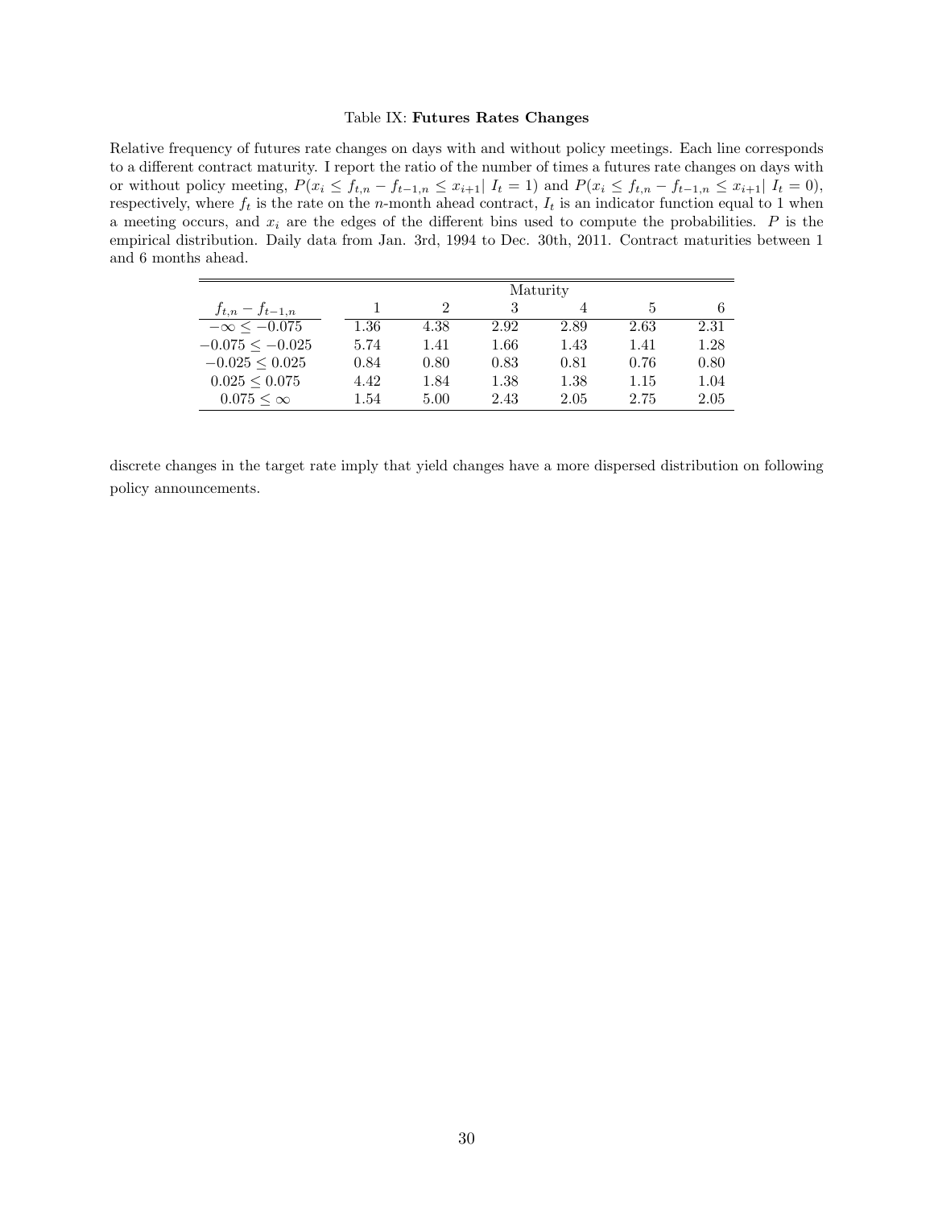Table IX: **Futures Rates Changes**

Relative frequency of futures rate changes on days with and without policy meetings. Each line corresponds to a different contract maturity. I report the ratio of the number of times a futures rate changes on days with or without policy meeting, $P(x_i \leq f_{t,n} - f_{t-1,n} \leq x_{i+1} | \ I_t = 1)$ and $P(x_i \leq f_{t,n} - f_{t-1,n} \leq x_{i+1} | \ I_t = 0)$, respectively, where $f_t$ is the rate on the $n$-month ahead contract, $I_t$ is an indicator function equal to 1 when a meeting occurs, and $x_i$ are the edges of the different bins used to compute the probabilities. $P$ is the empirical distribution. Daily data from Jan. 3rd, 1994 to Dec. 30th, 2011. Contract maturities between 1 and 6 months ahead.

| | Maturity | | | | | |
|---|---|---|---|---|---|---|
| $f_{t,n} - f_{t-1,n}$ | 1 | 2 | 3 | 4 | 5 | 6 |
| $-\infty \leq -0.075$ | 1.36 | 4.38 | 2.92 | 2.89 | 2.63 | 2.31 |
| $-0.075 \leq -0.025$ | 5.74 | 1.41 | 1.66 | 1.43 | 1.41 | 1.28 |
| $-0.025 \leq 0.025$ | 0.84 | 0.80 | 0.83 | 0.81 | 0.76 | 0.80 |
| $0.025 \leq 0.075$ | 4.42 | 1.84 | 1.38 | 1.38 | 1.15 | 1.04 |
| $0.075 \leq \infty$ | 1.54 | 5.00 | 2.43 | 2.05 | 2.75 | 2.05 |

discrete changes in the target rate imply that yield changes have a more dispersed distribution on following policy announcements.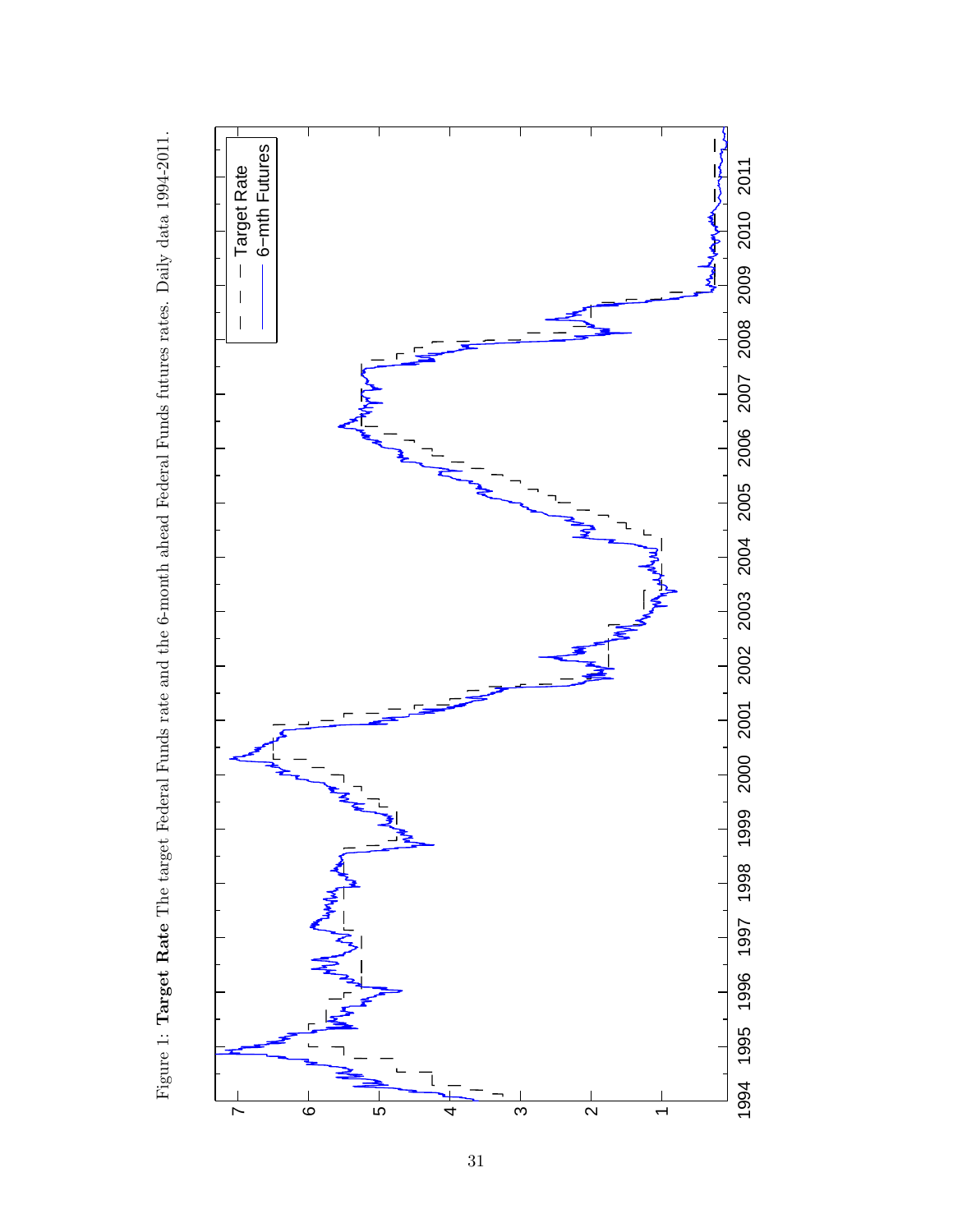Figure 1: **Target Rate** The target Federal Funds rate and the 6-month ahead Federal Funds futures rates. Daily data 1994-2011.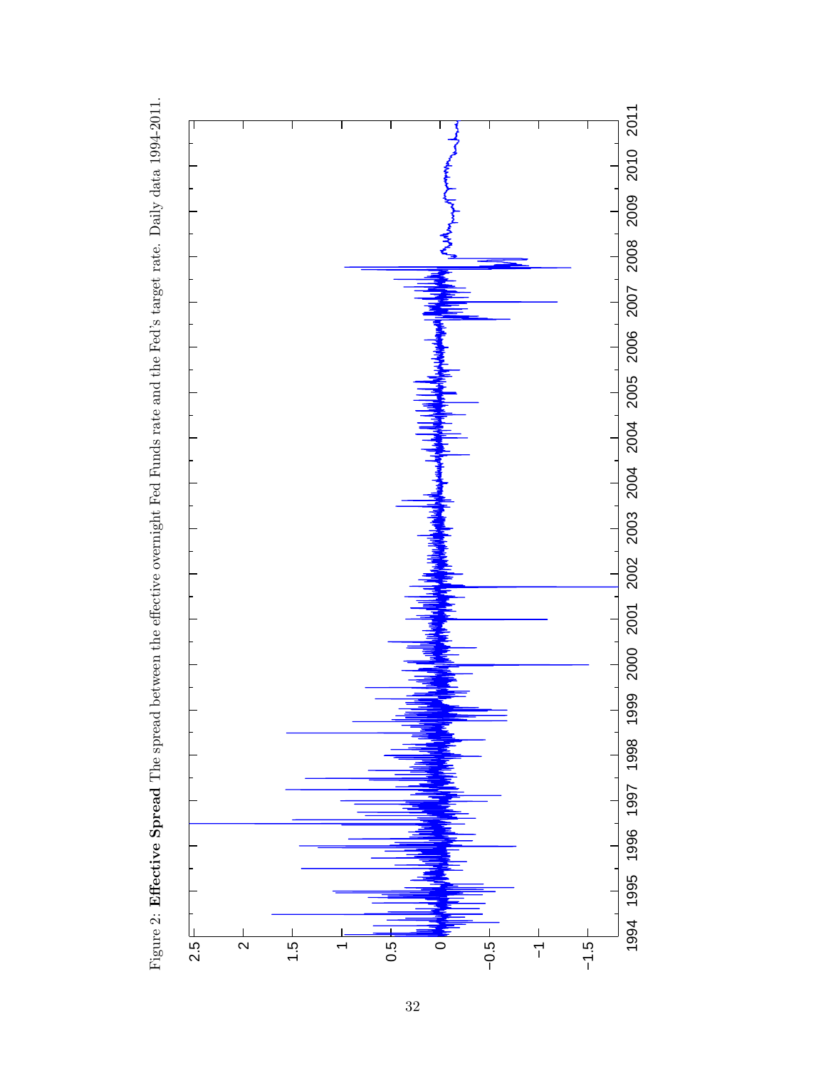Figure 2: **Effective Spread** The spread between the effective overnight Fed Funds rate and the Fed's target rate. Daily data 1994-2011.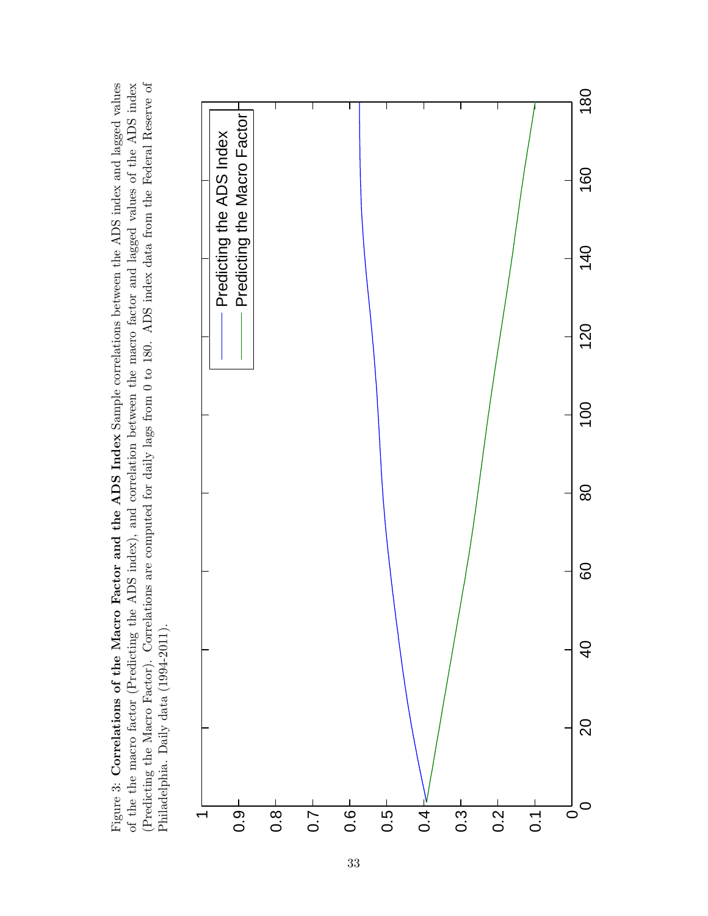Figure 3: **Correlations of the Macro Factor and the ADS Index** Sample correlations between the ADS index and lagged values of the the macro factor (Predicting the ADS index), and correlation between the macro factor and lagged values of the ADS index (Predicting the Macro Factor). Correlations are computed for daily lags from 0 to 180. ADS index data from the Federal Reserve of Philadelphia. Daily data (1994-2011).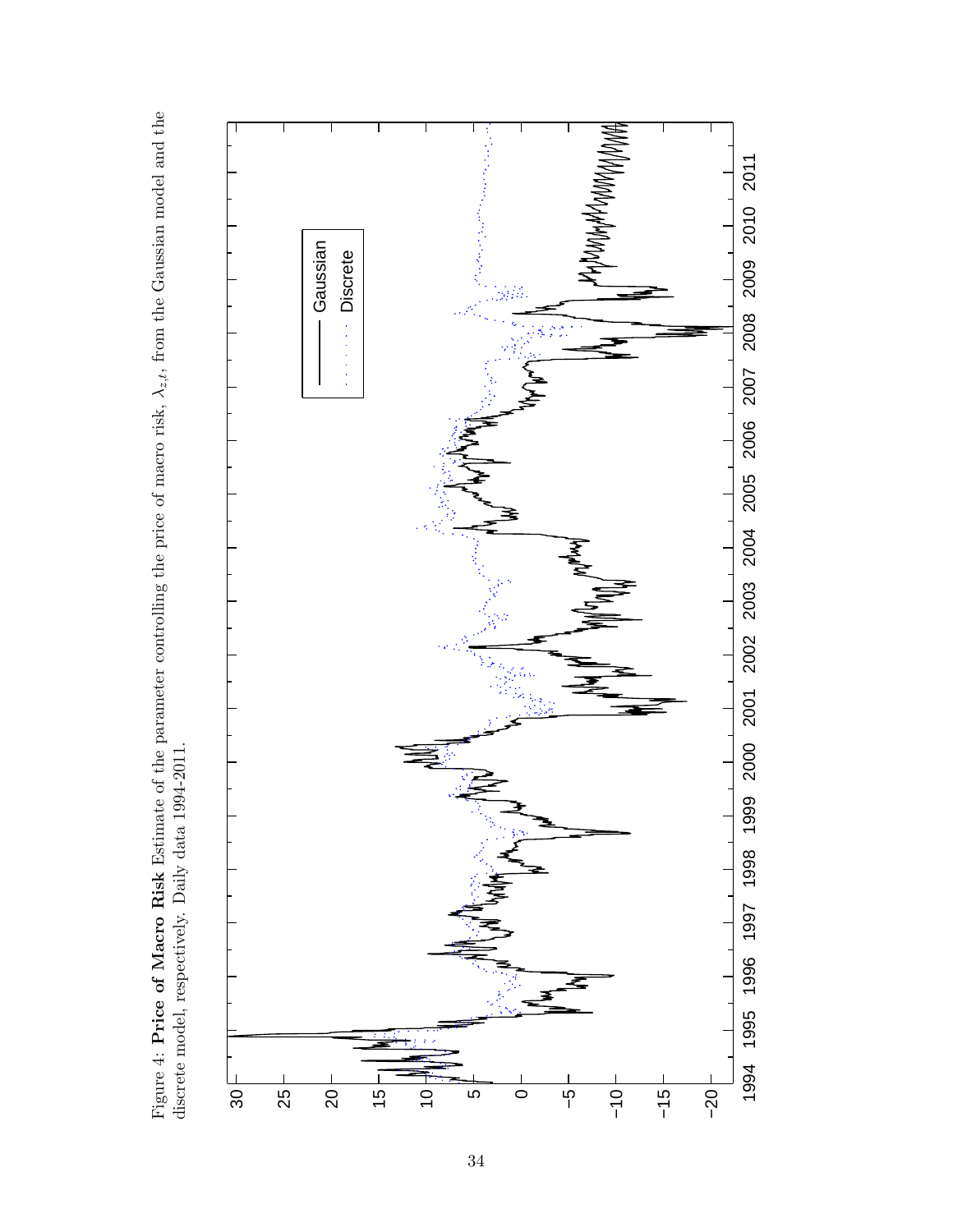Figure 4: **Price of Macro Risk** Estimate of the parameter controlling the price of macro risk, $\lambda_{z,t}$, from the Gaussian model and the discrete model, respectively. Daily data 1994-2011.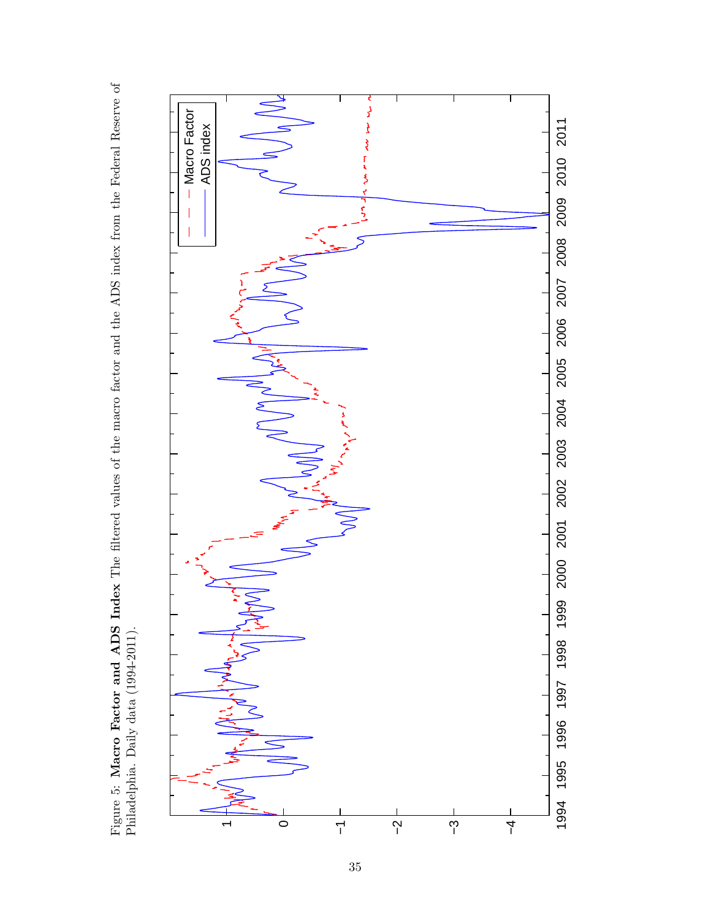Figure 5: **Macro Factor and ADS Index** The filtered values of the macro factor and the ADS index from the Federal Reserve of Philadelphia. Daily data (1994-2011).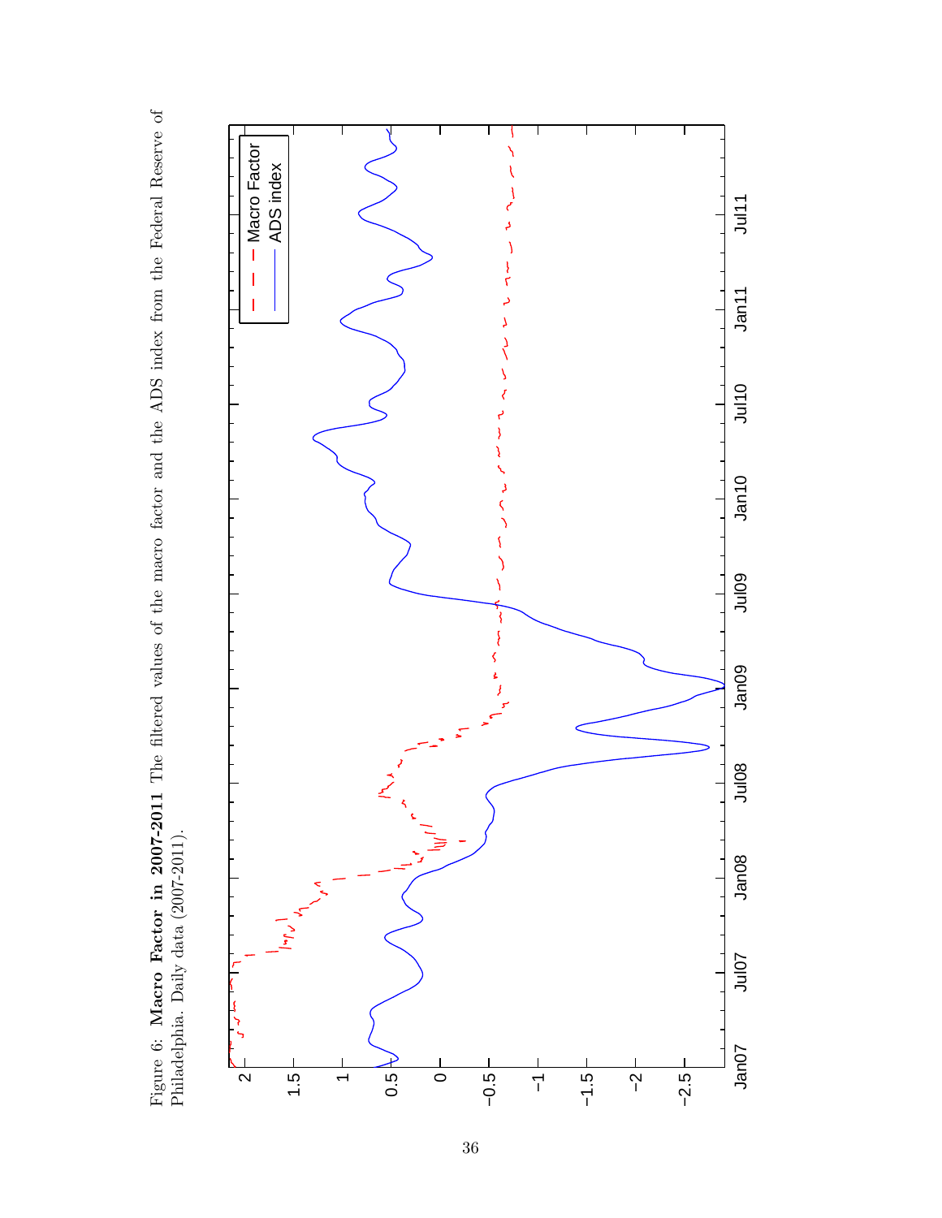Figure 6: **Macro Factor in 2007-2011** The filtered values of the macro factor and the ADS index from the Federal Reserve of Philadelphia. Daily data (2007-2011).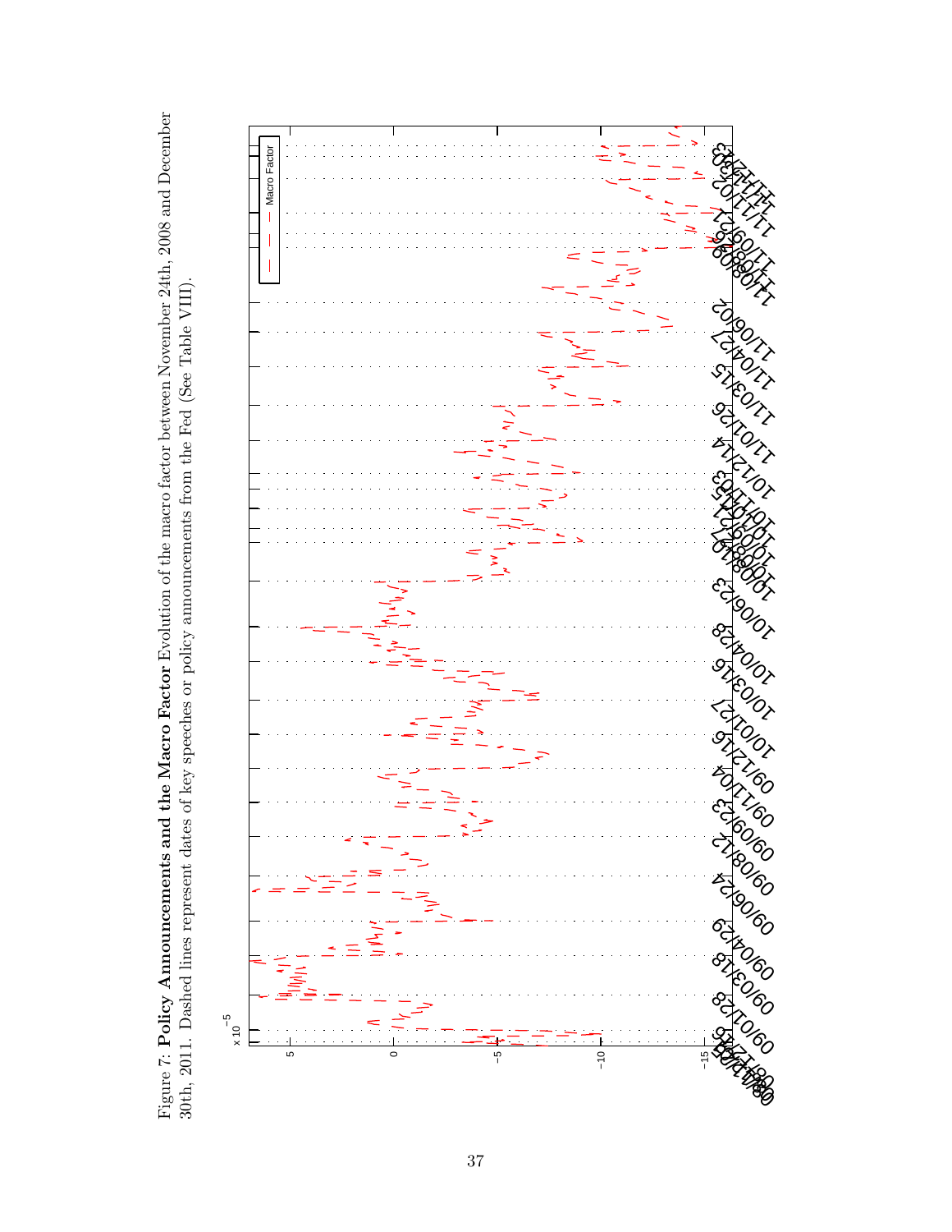Figure 7: **Policy Announcements and the Macro Factor** Evolution of the macro factor between November 24th, 2008 and December 30th, 2011. Dashed lines represent dates of key speeches or policy announcements from the Fed (See Table VIII).

$\times 10^{-5}$

5
0
−5
−10
−15

Macro Factor

09/01/28
09/03/18
09/04/29
09/06/24
09/08/12
09/09/23
09/11/04
09/12/16
10/01/27
10/03/16
10/04/28
10/06/23
10/12/14
11/01/26
11/03/15
11/04/27
11/06/02